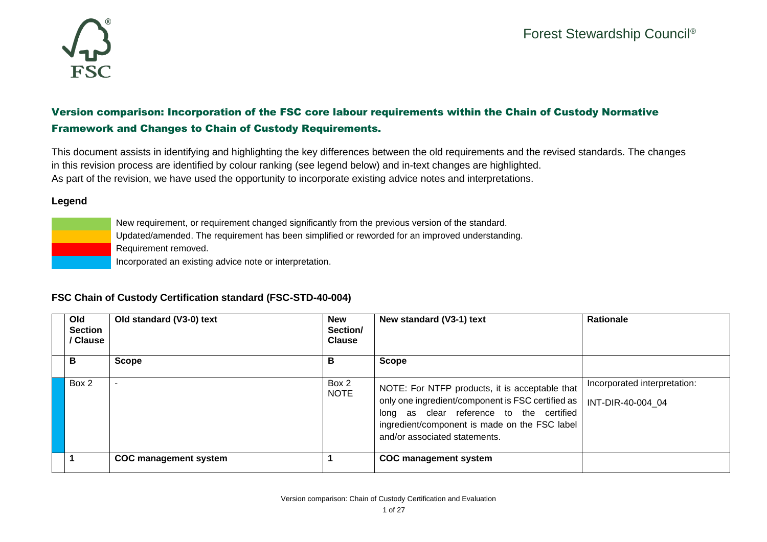Forest Stewardship Council®

## Version comparison: Incorporation of the FSC core labour requirements within the Chain of Custody Normative Framework and Changes to Chain of Custody Requirements.

This document assists in identifying and highlighting the key differences between the old requirements and the revised standards. The changes in this revision process are identified by colour ranking (see legend below) and in-text changes are highlighted.
As part of the revision, we have used the opportunity to incorporate existing advice notes and interpretations.

**Legend**

- (Green) New requirement, or requirement changed significantly from the previous version of the standard.
- (Orange) Updated/amended. The requirement has been simplified or reworded for an improved understanding.
- (Red) Requirement removed.
- (Blue) Incorporated an existing advice note or interpretation.

**FSC Chain of Custody Certification standard (FSC-STD-40-004)**

| | Old Section / Clause | Old standard (V3-0) text | New Section/ Clause | New standard (V3-1) text | Rationale |
|---|---|---|---|---|---|
| | **B** | **Scope** | **B** | **Scope** | |
| (Blue) | Box 2 | - | Box 2 NOTE | NOTE: For NTFP products, it is acceptable that only one ingredient/component is FSC certified as long as clear reference to the certified ingredient/component is made on the FSC label and/or associated statements. | Incorporated interpretation: INT-DIR-40-004_04 |
| | **1** | **COC management system** | **1** | **COC management system** | |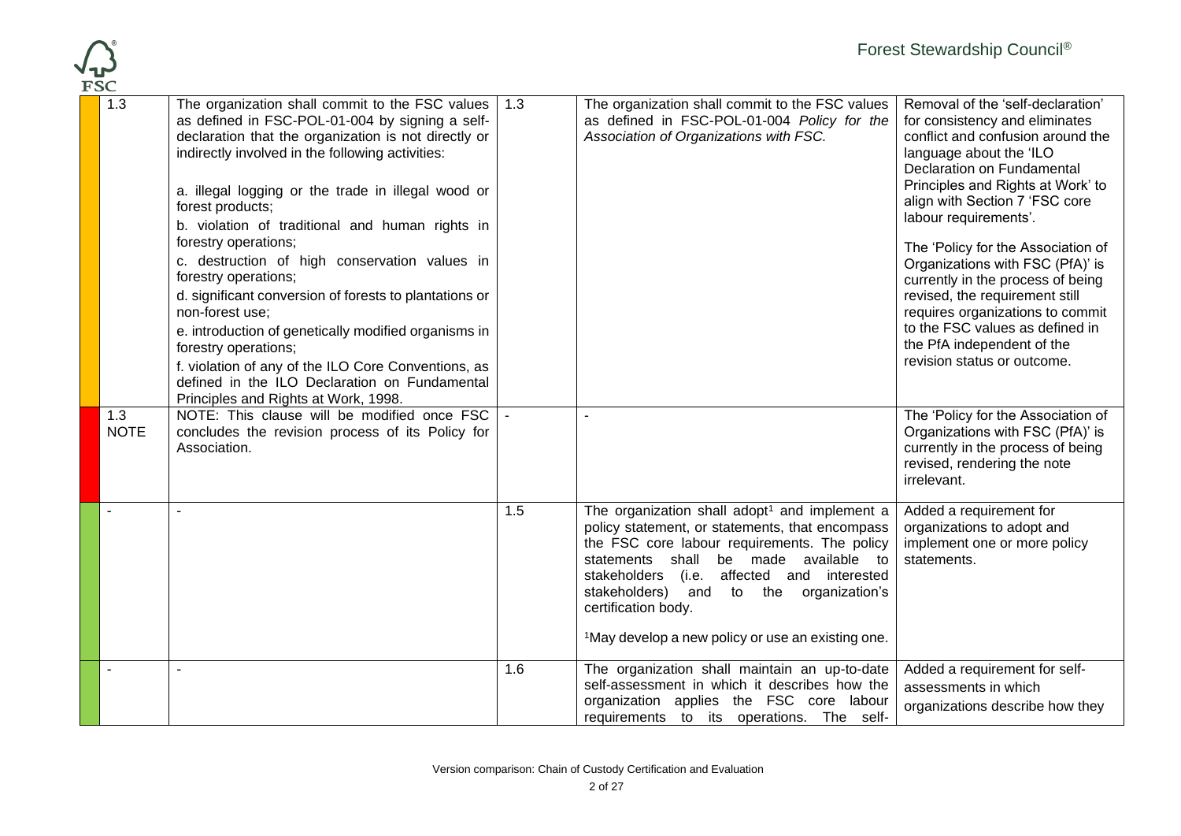| | | | | |
|---|---|---|---|---|
| 1.3 | The organization shall commit to the FSC values as defined in FSC-POL-01-004 by signing a self-declaration that the organization is not directly or indirectly involved in the following activities:<br><br>a. illegal logging or the trade in illegal wood or forest products;<br>b. violation of traditional and human rights in forestry operations;<br>c. destruction of high conservation values in forestry operations;<br>d. significant conversion of forests to plantations or non-forest use;<br>e. introduction of genetically modified organisms in forestry operations;<br>f. violation of any of the ILO Core Conventions, as defined in the ILO Declaration on Fundamental Principles and Rights at Work, 1998. | 1.3 | The organization shall commit to the FSC values as defined in FSC-POL-01-004 *Policy for the Association of Organizations with FSC.* | Removal of the 'self-declaration' for consistency and eliminates conflict and confusion around the language about the 'ILO Declaration on Fundamental Principles and Rights at Work' to align with Section 7 'FSC core labour requirements'.<br><br>The 'Policy for the Association of Organizations with FSC (PfA)' is currently in the process of being revised, the requirement still requires organizations to commit to the FSC values as defined in the PfA independent of the revision status or outcome. |
| 1.3 NOTE | NOTE: This clause will be modified once FSC concludes the revision process of its Policy for Association. | - | - | The 'Policy for the Association of Organizations with FSC (PfA)' is currently in the process of being revised, rendering the note irrelevant. |
| - | - | 1.5 | The organization shall adopt[1] and implement a policy statement, or statements, that encompass the FSC core labour requirements. The policy statements shall be made available to stakeholders (i.e. affected and interested stakeholders) and to the organization's certification body.<br><br>[1]May develop a new policy or use an existing one. | Added a requirement for organizations to adopt and implement one or more policy statements. |
| - | - | 1.6 | The organization shall maintain an up-to-date self-assessment in which it describes how the organization applies the FSC core labour requirements to its operations. The self- | Added a requirement for self-assessments in which organizations describe how they |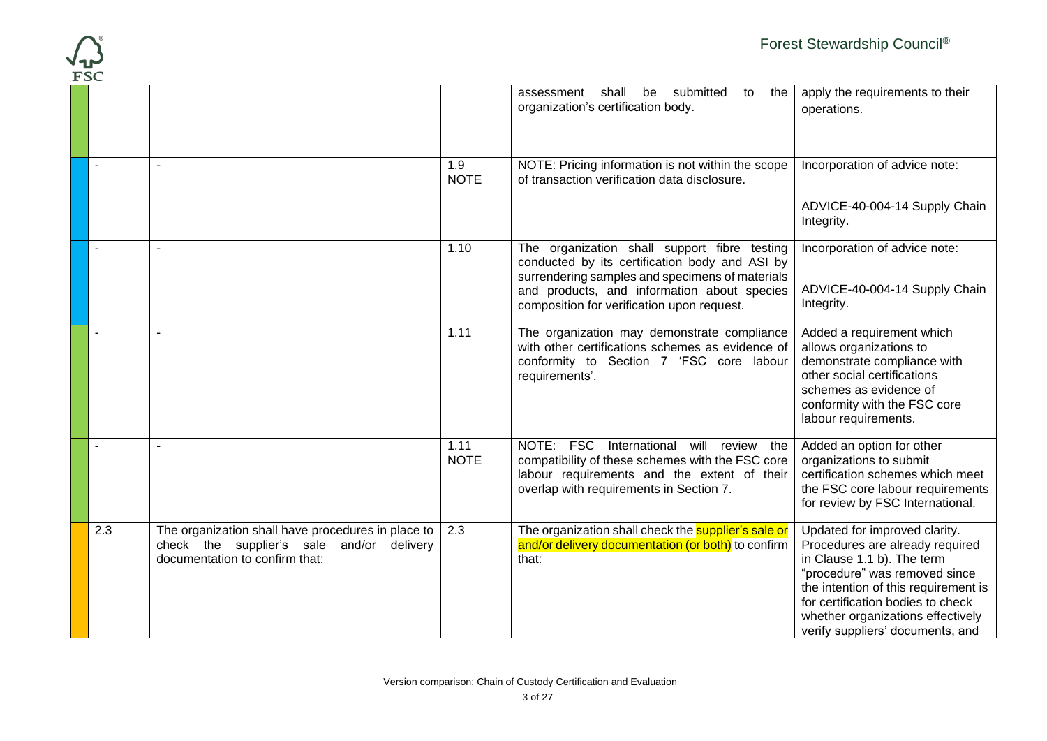| | | | | | |
|---|---|---|---|---|---|
| | | | | assessment shall be submitted to the organization's certification body. | apply the requirements to their operations. |
| | - | - | 1.9 NOTE | NOTE: Pricing information is not within the scope of transaction verification data disclosure. | Incorporation of advice note:<br><br>ADVICE-40-004-14 Supply Chain Integrity. |
| | - | - | 1.10 | The organization shall support fibre testing conducted by its certification body and ASI by surrendering samples and specimens of materials and products, and information about species composition for verification upon request. | Incorporation of advice note:<br><br>ADVICE-40-004-14 Supply Chain Integrity. |
| | - | - | 1.11 | The organization may demonstrate compliance with other certifications schemes as evidence of conformity to Section 7 'FSC core labour requirements'. | Added a requirement which allows organizations to demonstrate compliance with other social certifications schemes as evidence of conformity with the FSC core labour requirements. |
| | - | - | 1.11 NOTE | NOTE: FSC International will review the compatibility of these schemes with the FSC core labour requirements and the extent of their overlap with requirements in Section 7. | Added an option for other organizations to submit certification schemes which meet the FSC core labour requirements for review by FSC International. |
| | 2.3 | The organization shall have procedures in place to check the supplier's sale and/or delivery documentation to confirm that: | 2.3 | The organization shall check the supplier's sale or and/or delivery documentation (or both) to confirm that: | Updated for improved clarity. Procedures are already required in Clause 1.1 b). The term "procedure" was removed since the intention of this requirement is for certification bodies to check whether organizations effectively verify suppliers' documents, and |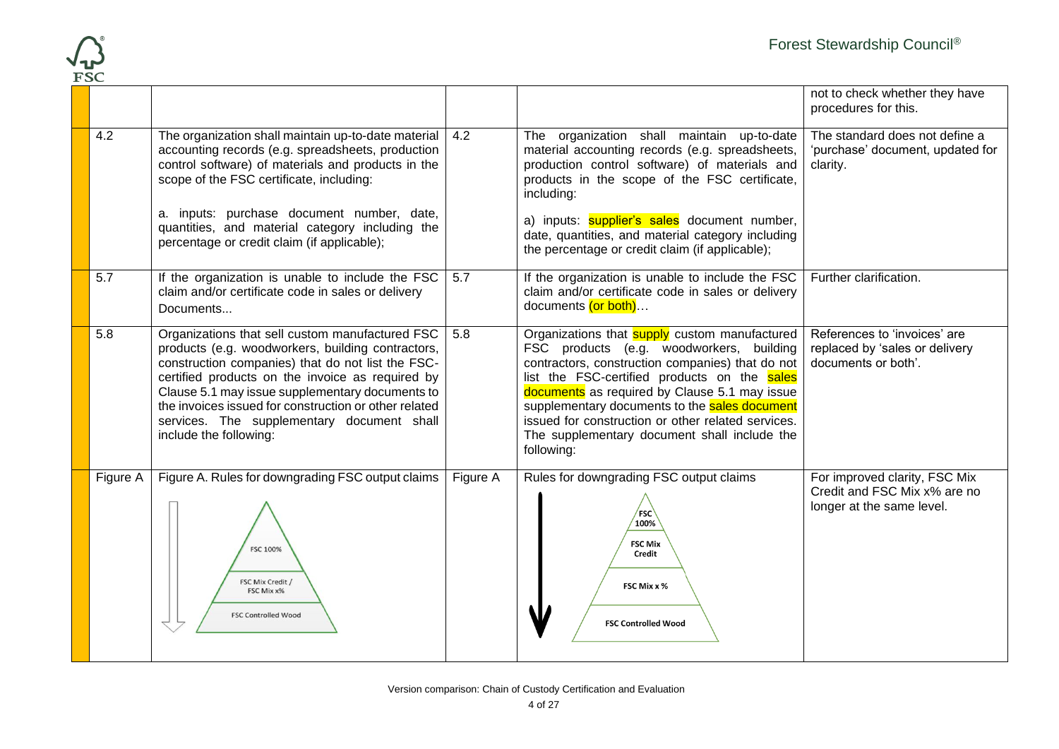| | | | | |
|---|---|---|---|---|
| | | | | not to check whether they have procedures for this. |
| 4.2 | The organization shall maintain up-to-date material accounting records (e.g. spreadsheets, production control software) of materials and products in the scope of the FSC certificate, including:<br><br>a. inputs: purchase document number, date, quantities, and material category including the percentage or credit claim (if applicable); | 4.2 | The organization shall maintain up-to-date material accounting records (e.g. spreadsheets, production control software) of materials and products in the scope of the FSC certificate, including:<br><br>a) inputs: supplier's sales document number, date, quantities, and material category including the percentage or credit claim (if applicable); | The standard does not define a 'purchase' document, updated for clarity. |
| 5.7 | If the organization is unable to include the FSC claim and/or certificate code in sales or delivery Documents... | 5.7 | If the organization is unable to include the FSC claim and/or certificate code in sales or delivery documents (or both)… | Further clarification. |
| 5.8 | Organizations that sell custom manufactured FSC products (e.g. woodworkers, building contractors, construction companies) that do not list the FSC-certified products on the invoice as required by Clause 5.1 may issue supplementary documents to the invoices issued for construction or other related services. The supplementary document shall include the following: | 5.8 | Organizations that supply custom manufactured FSC products (e.g. woodworkers, building contractors, construction companies) that do not list the FSC-certified products on the sales documents as required by Clause 5.1 may issue supplementary documents to the sales document issued for construction or other related services. The supplementary document shall include the following: | References to 'invoices' are replaced by 'sales or delivery documents or both'. |
| Figure A | Figure A. Rules for downgrading FSC output claims<br><br>FSC 100%<br>FSC Mix Credit / FSC Mix x%<br>FSC Controlled Wood | Figure A | Rules for downgrading FSC output claims<br><br>FSC 100%<br>FSC Mix Credit<br>FSC Mix x %<br>FSC Controlled Wood | For improved clarity, FSC Mix Credit and FSC Mix x% are no longer at the same level. |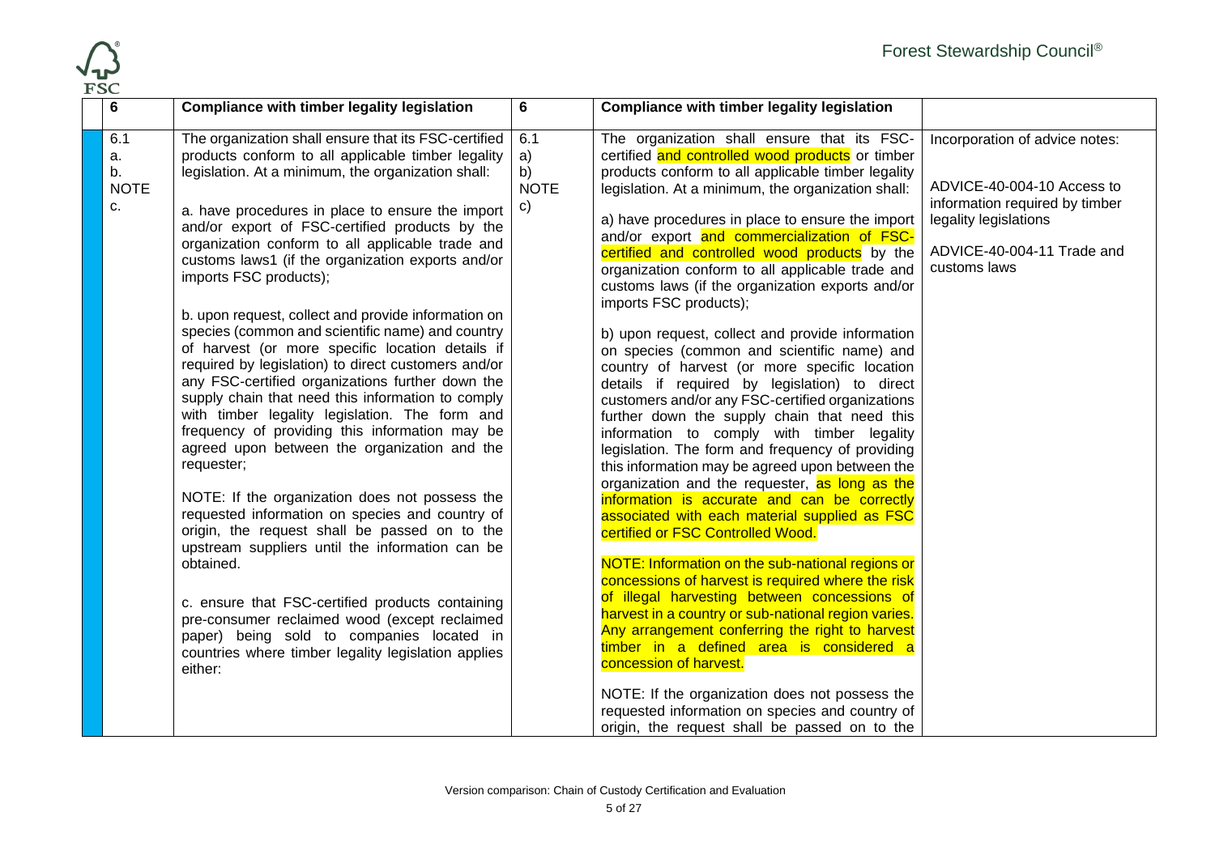| 6 | Compliance with timber legality legislation | 6 | Compliance with timber legality legislation | |
|---|---|---|---|---|
| 6.1<br>a.<br>b.<br>NOTE<br>c. | The organization shall ensure that its FSC-certified products conform to all applicable timber legality legislation. At a minimum, the organization shall:<br><br>a. have procedures in place to ensure the import and/or export of FSC-certified products by the organization conform to all applicable trade and customs laws1 (if the organization exports and/or imports FSC products);<br><br>b. upon request, collect and provide information on species (common and scientific name) and country of harvest (or more specific location details if required by legislation) to direct customers and/or any FSC-certified organizations further down the supply chain that need this information to comply with timber legality legislation. The form and frequency of providing this information may be agreed upon between the organization and the requester;<br><br>NOTE: If the organization does not possess the requested information on species and country of origin, the request shall be passed on to the upstream suppliers until the information can be obtained.<br><br>c. ensure that FSC-certified products containing pre-consumer reclaimed wood (except reclaimed paper) being sold to companies located in countries where timber legality legislation applies either: | 6.1<br>a)<br>b)<br>NOTE<br>c) | The organization shall ensure that its FSC-certified and controlled wood products or timber products conform to all applicable timber legality legislation. At a minimum, the organization shall:<br><br>a) have procedures in place to ensure the import and/or export and commercialization of FSC-certified and controlled wood products by the organization conform to all applicable trade and customs laws (if the organization exports and/or imports FSC products);<br><br>b) upon request, collect and provide information on species (common and scientific name) and country of harvest (or more specific location details if required by legislation) to direct customers and/or any FSC-certified organizations further down the supply chain that need this information to comply with timber legality legislation. The form and frequency of providing this information may be agreed upon between the organization and the requester, as long as the information is accurate and can be correctly associated with each material supplied as FSC certified or FSC Controlled Wood.<br><br>NOTE: Information on the sub-national regions or concessions of harvest is required where the risk of illegal harvesting between concessions of harvest in a country or sub-national region varies. Any arrangement conferring the right to harvest timber in a defined area is considered a concession of harvest.<br><br>NOTE: If the organization does not possess the requested information on species and country of origin, the request shall be passed on to the | Incorporation of advice notes:<br><br>ADVICE-40-004-10 Access to information required by timber legality legislations<br><br>ADVICE-40-004-11 Trade and customs laws |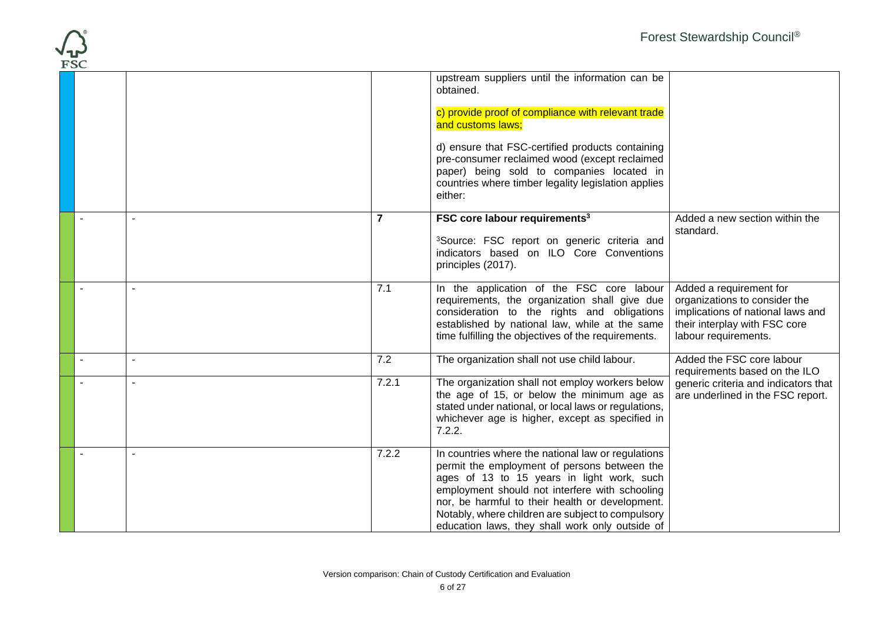|  |  |  |  |  |
|---|---|---|---|---|
|  |  |  | upstream suppliers until the information can be obtained.<br><br>c) provide proof of compliance with relevant trade and customs laws;<br><br>d) ensure that FSC-certified products containing pre-consumer reclaimed wood (except reclaimed paper) being sold to companies located in countries where timber legality legislation applies either: |  |
| - | - | 7 | **FSC core labour requirements**[3]<br><br>[3]Source: FSC report on generic criteria and indicators based on ILO Core Conventions principles (2017). | Added a new section within the standard. |
| - | - | 7.1 | In the application of the FSC core labour requirements, the organization shall give due consideration to the rights and obligations established by national law, while at the same time fulfilling the objectives of the requirements. | Added a requirement for organizations to consider the implications of national laws and their interplay with FSC core labour requirements. |
| - | - | 7.2 | The organization shall not use child labour. | Added the FSC core labour requirements based on the ILO generic criteria and indicators that are underlined in the FSC report. |
| - | - | 7.2.1 | The organization shall not employ workers below the age of 15, or below the minimum age as stated under national, or local laws or regulations, whichever age is higher, except as specified in 7.2.2. |  |
| - | - | 7.2.2 | In countries where the national law or regulations permit the employment of persons between the ages of 13 to 15 years in light work, such employment should not interfere with schooling nor, be harmful to their health or development. Notably, where children are subject to compulsory education laws, they shall work only outside of |  |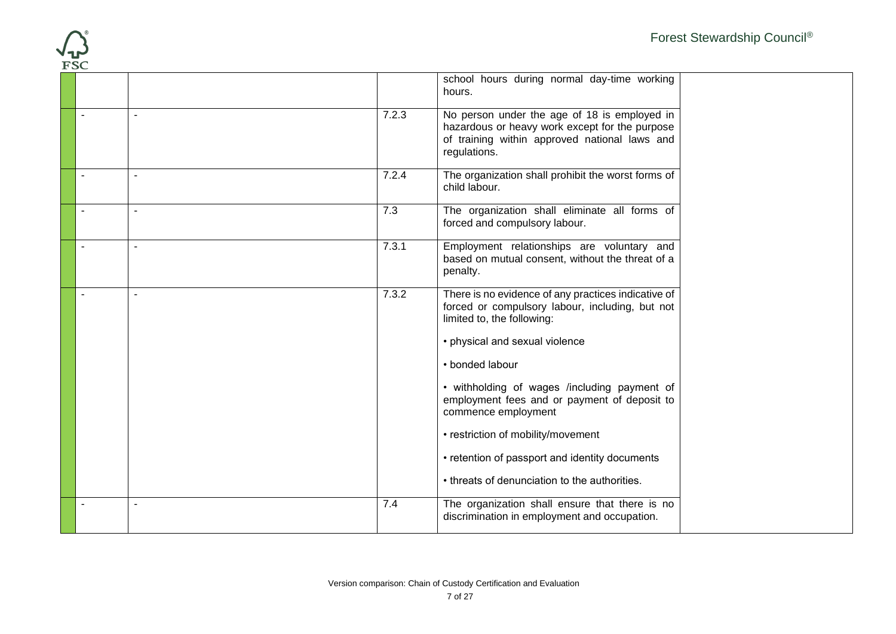| | | | | | |
|---|---|---|---|---|---|
| | | | | school hours during normal day-time working hours. | |
| | - | - | 7.2.3 | No person under the age of 18 is employed in hazardous or heavy work except for the purpose of training within approved national laws and regulations. | |
| | - | - | 7.2.4 | The organization shall prohibit the worst forms of child labour. | |
| | - | - | 7.3 | The organization shall eliminate all forms of forced and compulsory labour. | |
| | - | - | 7.3.1 | Employment relationships are voluntary and based on mutual consent, without the threat of a penalty. | |
| | - | - | 7.3.2 | There is no evidence of any practices indicative of forced or compulsory labour, including, but not limited to, the following:<br><br>• physical and sexual violence<br><br>• bonded labour<br><br>• withholding of wages /including payment of employment fees and or payment of deposit to commence employment<br><br>• restriction of mobility/movement<br><br>• retention of passport and identity documents<br><br>• threats of denunciation to the authorities. | |
| | - | - | 7.4 | The organization shall ensure that there is no discrimination in employment and occupation. | |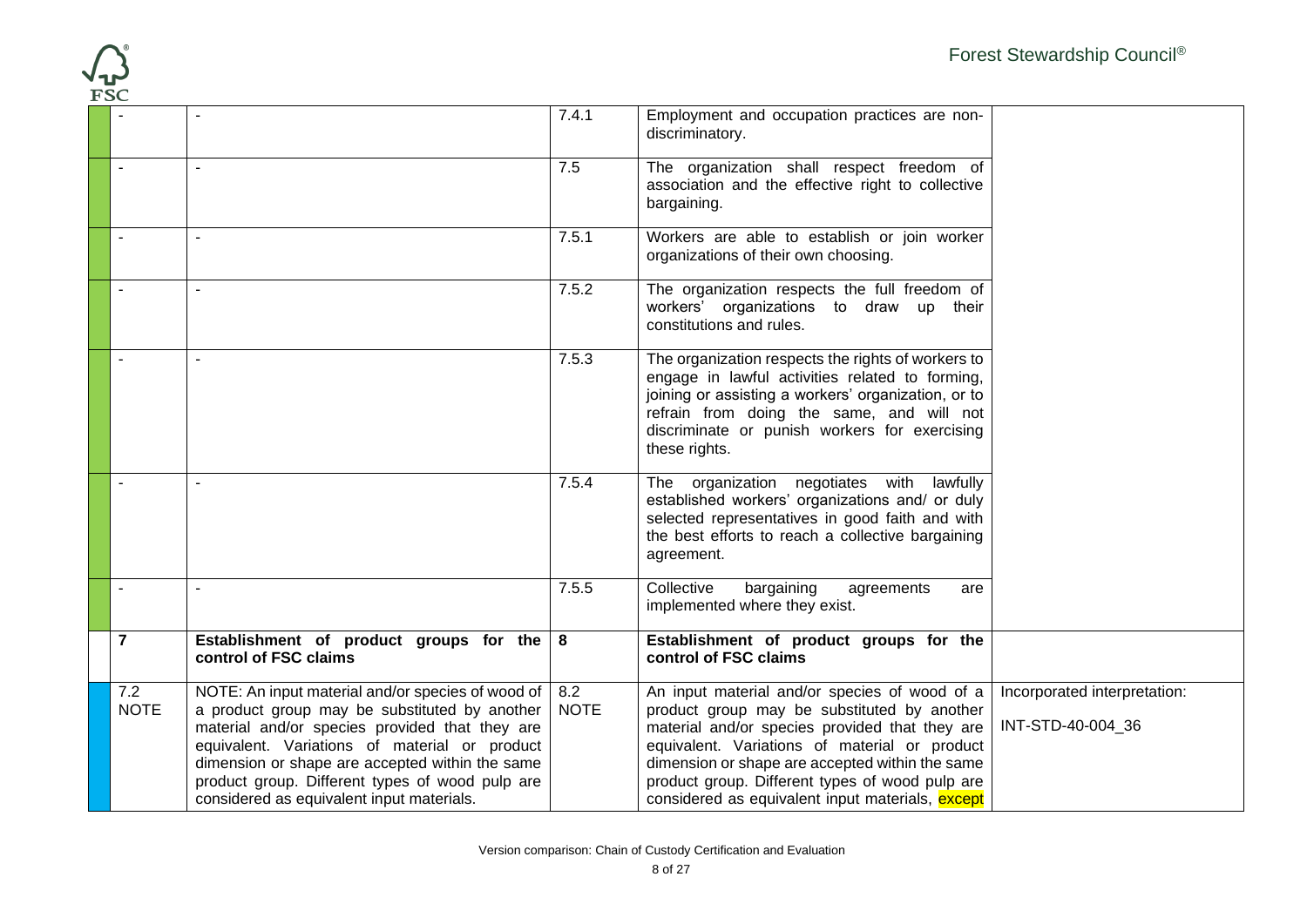| | | | | |
|---|---|---|---|---|
| - | - | 7.4.1 | Employment and occupation practices are non-discriminatory. | |
| - | - | 7.5 | The organization shall respect freedom of association and the effective right to collective bargaining. | |
| - | - | 7.5.1 | Workers are able to establish or join worker organizations of their own choosing. | |
| - | - | 7.5.2 | The organization respects the full freedom of workers' organizations to draw up their constitutions and rules. | |
| - | - | 7.5.3 | The organization respects the rights of workers to engage in lawful activities related to forming, joining or assisting a workers' organization, or to refrain from doing the same, and will not discriminate or punish workers for exercising these rights. | |
| - | - | 7.5.4 | The organization negotiates with lawfully established workers' organizations and/ or duly selected representatives in good faith and with the best efforts to reach a collective bargaining agreement. | |
| - | - | 7.5.5 | Collective bargaining agreements are implemented where they exist. | |
| **7** | **Establishment of product groups for the control of FSC claims** | **8** | **Establishment of product groups for the control of FSC claims** | |
| 7.2 NOTE | NOTE: An input material and/or species of wood of a product group may be substituted by another material and/or species provided that they are equivalent. Variations of material or product dimension or shape are accepted within the same product group. Different types of wood pulp are considered as equivalent input materials. | 8.2 NOTE | An input material and/or species of wood of a product group may be substituted by another material and/or species provided that they are equivalent. Variations of material or product dimension or shape are accepted within the same product group. Different types of wood pulp are considered as equivalent input materials, except | Incorporated interpretation: INT-STD-40-004_36 |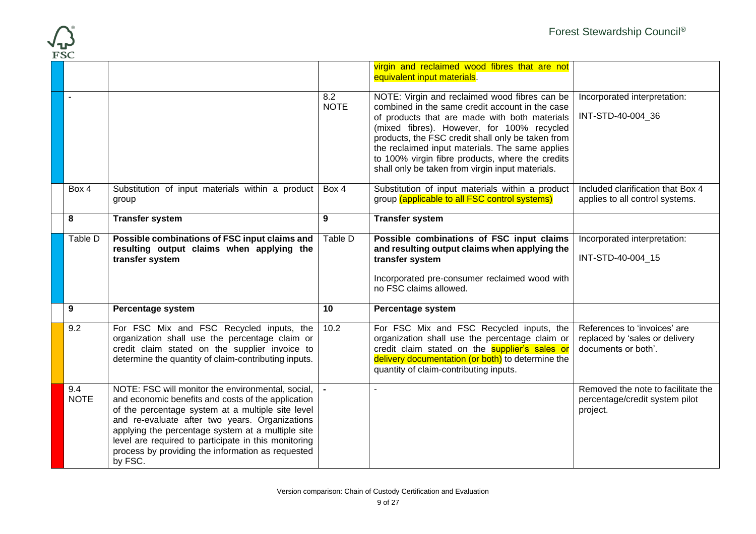| | | | | |
|---|---|---|---|---|
| | | | virgin and reclaimed wood fibres that are not equivalent input materials. | |
| - | | 8.2 NOTE | NOTE: Virgin and reclaimed wood fibres can be combined in the same credit account in the case of products that are made with both materials (mixed fibres). However, for 100% recycled products, the FSC credit shall only be taken from the reclaimed input materials. The same applies to 100% virgin fibre products, where the credits shall only be taken from virgin input materials. | Incorporated interpretation: INT-STD-40-004_36 |
| Box 4 | Substitution of input materials within a product group | Box 4 | Substitution of input materials within a product group (applicable to all FSC control systems) | Included clarification that Box 4 applies to all control systems. |
| **8** | **Transfer system** | **9** | **Transfer system** | |
| Table D | **Possible combinations of FSC input claims and resulting output claims when applying the transfer system** | Table D | **Possible combinations of FSC input claims and resulting output claims when applying the transfer system**<br><br>Incorporated pre-consumer reclaimed wood with no FSC claims allowed. | Incorporated interpretation: INT-STD-40-004_15 |
| **9** | **Percentage system** | **10** | **Percentage system** | |
| 9.2 | For FSC Mix and FSC Recycled inputs, the organization shall use the percentage claim or credit claim stated on the supplier invoice to determine the quantity of claim-contributing inputs. | 10.2 | For FSC Mix and FSC Recycled inputs, the organization shall use the percentage claim or credit claim stated on the supplier's sales or delivery documentation (or both) to determine the quantity of claim-contributing inputs. | References to 'invoices' are replaced by 'sales or delivery documents or both'. |
| 9.4 NOTE | NOTE: FSC will monitor the environmental, social, and economic benefits and costs of the application of the percentage system at a multiple site level and re-evaluate after two years. Organizations applying the percentage system at a multiple site level are required to participate in this monitoring process by providing the information as requested by FSC. | - | - | Removed the note to facilitate the percentage/credit system pilot project. |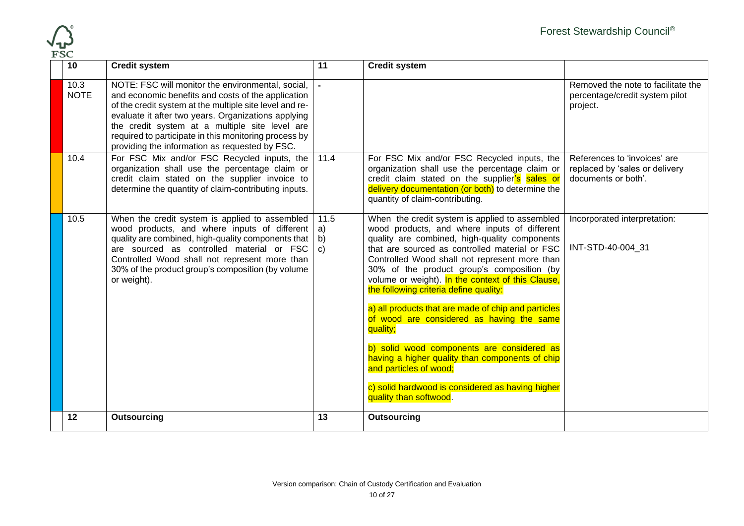| 10 | Credit system | 11 | Credit system | |
|---|---|---|---|---|
| 10.3 NOTE | NOTE: FSC will monitor the environmental, social, and economic benefits and costs of the application of the credit system at the multiple site level and re-evaluate it after two years. Organizations applying the credit system at a multiple site level are required to participate in this monitoring process by providing the information as requested by FSC. | - | | Removed the note to facilitate the percentage/credit system pilot project. |
| 10.4 | For FSC Mix and/or FSC Recycled inputs, the organization shall use the percentage claim or credit claim stated on the supplier invoice to determine the quantity of claim-contributing inputs. | 11.4 | For FSC Mix and/or FSC Recycled inputs, the organization shall use the percentage claim or credit claim stated on the supplier's sales or delivery documentation (or both) to determine the quantity of claim-contributing. | References to 'invoices' are replaced by 'sales or delivery documents or both'. |
| 10.5 | When the credit system is applied to assembled wood products, and where inputs of different quality are combined, high-quality components that are sourced as controlled material or FSC Controlled Wood shall not represent more than 30% of the product group's composition (by volume or weight). | 11.5 a) b) c) | When the credit system is applied to assembled wood products, and where inputs of different quality are combined, high-quality components that are sourced as controlled material or FSC Controlled Wood shall not represent more than 30% of the product group's composition (by volume or weight). In the context of this Clause, the following criteria define quality:<br><br>a) all products that are made of chip and particles of wood are considered as having the same quality;<br><br>b) solid wood components are considered as having a higher quality than components of chip and particles of wood;<br><br>c) solid hardwood is considered as having higher quality than softwood. | Incorporated interpretation:<br><br>INT-STD-40-004_31 |
| 12 | Outsourcing | 13 | Outsourcing | |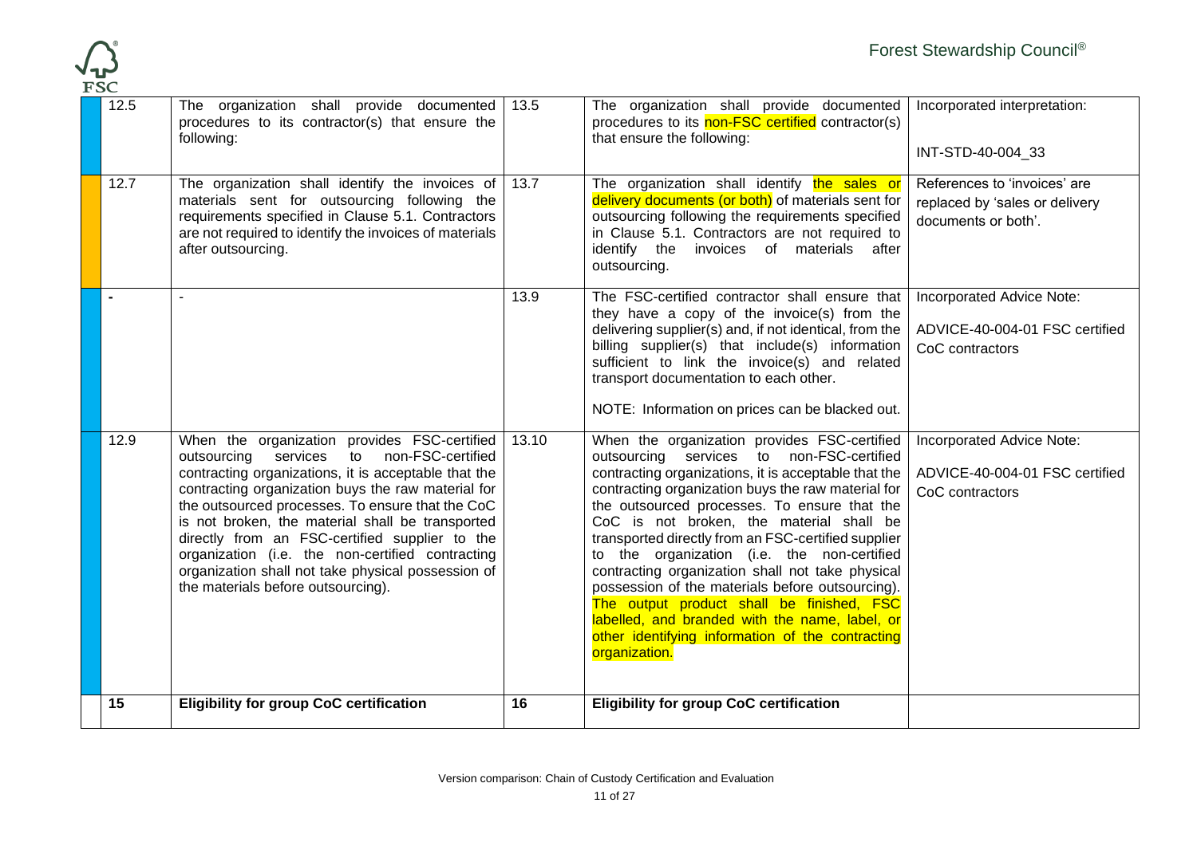| | | | | |
|---|---|---|---|---|
| 12.5 | The organization shall provide documented procedures to its contractor(s) that ensure the following: | 13.5 | The organization shall provide documented procedures to its non-FSC certified contractor(s) that ensure the following: | Incorporated interpretation:<br><br>INT-STD-40-004_33 |
| 12.7 | The organization shall identify the invoices of materials sent for outsourcing following the requirements specified in Clause 5.1. Contractors are not required to identify the invoices of materials after outsourcing. | 13.7 | The organization shall identify the sales or delivery documents (or both) of materials sent for outsourcing following the requirements specified in Clause 5.1. Contractors are not required to identify the invoices of materials after outsourcing. | References to 'invoices' are replaced by 'sales or delivery documents or both'. |
| - | - | 13.9 | The FSC-certified contractor shall ensure that they have a copy of the invoice(s) from the delivering supplier(s) and, if not identical, from the billing supplier(s) that include(s) information sufficient to link the invoice(s) and related transport documentation to each other.<br><br>NOTE: Information on prices can be blacked out. | Incorporated Advice Note:<br><br>ADVICE-40-004-01 FSC certified CoC contractors |
| 12.9 | When the organization provides FSC-certified outsourcing services to non-FSC-certified contracting organizations, it is acceptable that the contracting organization buys the raw material for the outsourced processes. To ensure that the CoC is not broken, the material shall be transported directly from an FSC-certified supplier to the organization (i.e. the non-certified contracting organization shall not take physical possession of the materials before outsourcing). | 13.10 | When the organization provides FSC-certified outsourcing services to non-FSC-certified contracting organizations, it is acceptable that the contracting organization buys the raw material for the outsourced processes. To ensure that the CoC is not broken, the material shall be transported directly from an FSC-certified supplier to the organization (i.e. the non-certified contracting organization shall not take physical possession of the materials before outsourcing). The output product shall be finished, FSC labelled, and branded with the name, label, or other identifying information of the contracting organization. | Incorporated Advice Note:<br><br>ADVICE-40-004-01 FSC certified CoC contractors |
| **15** | **Eligibility for group CoC certification** | **16** | **Eligibility for group CoC certification** | |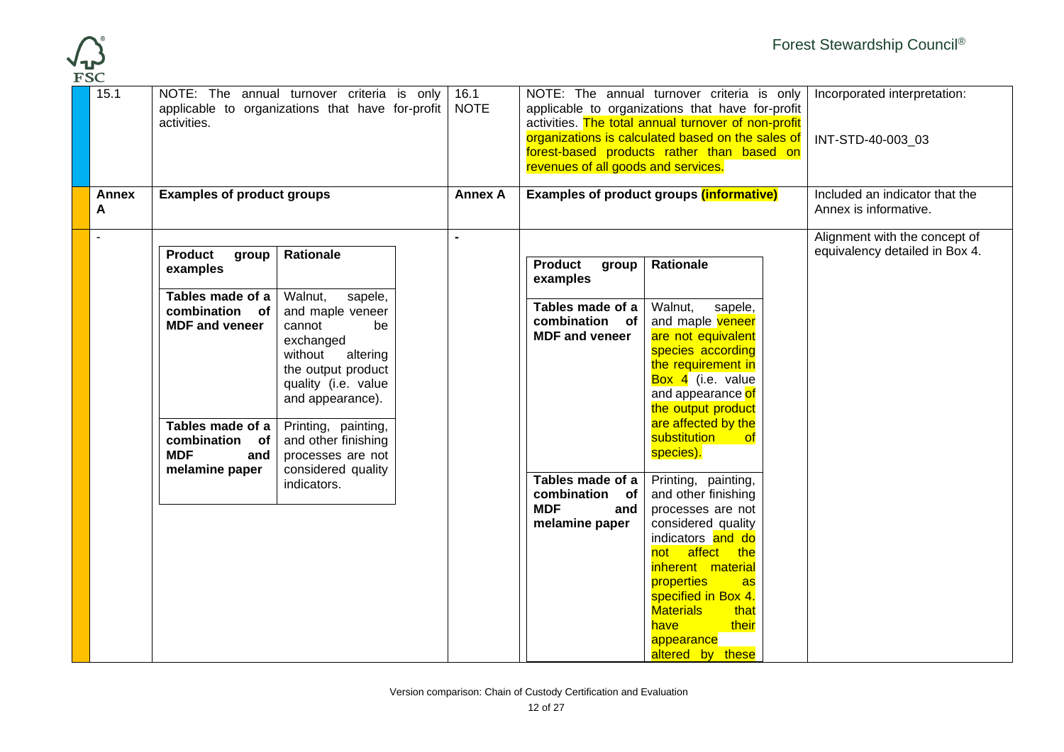| | | | | |
|---|---|---|---|---|
| 15.1 | NOTE: The annual turnover criteria is only applicable to organizations that have for-profit activities. | 16.1 NOTE | NOTE: The annual turnover criteria is only applicable to organizations that have for-profit activities. The total annual turnover of non-profit organizations is calculated based on the sales of forest-based products rather than based on revenues of all goods and services. | Incorporated interpretation: INT-STD-40-003_03 |
| **Annex A** | **Examples of product groups** | **Annex A** | **Examples of product groups (informative)** | Included an indicator that the Annex is informative. |
| - | **Product group examples** / **Rationale**<br>**Tables made of a combination of MDF and veneer**: Walnut, sapele, and maple veneer cannot be exchanged without altering the output product quality (i.e. value and appearance).<br>**Tables made of a combination of MDF and melamine paper**: Printing, painting, and other finishing processes are not considered quality indicators. | - | **Product group examples** / **Rationale**<br>**Tables made of a combination of MDF and veneer**: Walnut, sapele, and maple veneer are not equivalent species according the requirement in Box 4 (i.e. value and appearance of the output product are affected by the substitution of species).<br>**Tables made of a combination of MDF and melamine paper**: Printing, painting, and other finishing processes are not considered quality indicators and do not affect the inherent material properties as specified in Box 4. Materials that have their appearance altered by these | Alignment with the concept of equivalency detailed in Box 4. |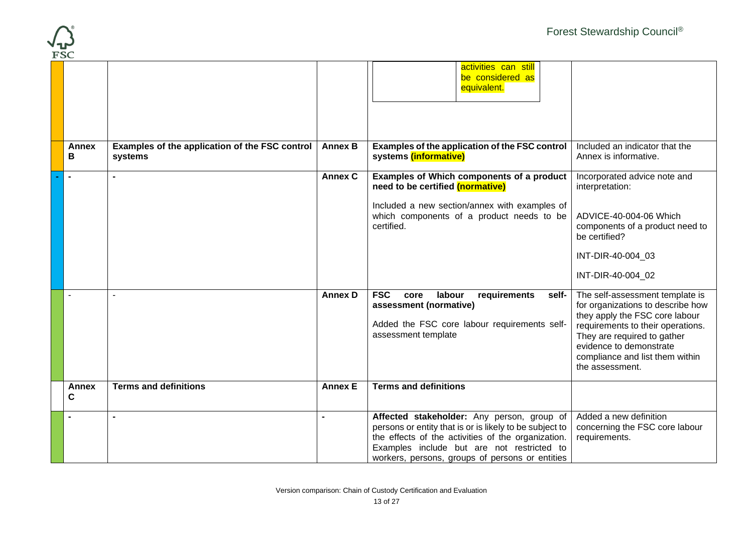| | | | | |
|---|---|---|---|---|
| | | | activities can still be considered as equivalent. | |
| **Annex B** | **Examples of the application of the FSC control systems** | **Annex B** | **Examples of the application of the FSC control systems (informative)** | Included an indicator that the Annex is informative. |
| **-** | **-** | **Annex C** | **Examples of Which components of a product need to be certified (normative)**<br><br>Included a new section/annex with examples of which components of a product needs to be certified. | Incorporated advice note and interpretation:<br><br>ADVICE-40-004-06 Which components of a product need to be certified?<br><br>INT-DIR-40-004_03<br><br>INT-DIR-40-004_02 |
| - | - | **Annex D** | **FSC core labour requirements self-assessment (normative)**<br><br>Added the FSC core labour requirements self-assessment template | The self-assessment template is for organizations to describe how they apply the FSC core labour requirements to their operations. They are required to gather evidence to demonstrate compliance and list them within the assessment. |
| **Annex C** | **Terms and definitions** | **Annex E** | **Terms and definitions** | |
| **-** | **-** | **-** | **Affected stakeholder:** Any person, group of persons or entity that is or is likely to be subject to the effects of the activities of the organization. Examples include but are not restricted to workers, persons, groups of persons or entities | Added a new definition concerning the FSC core labour requirements. |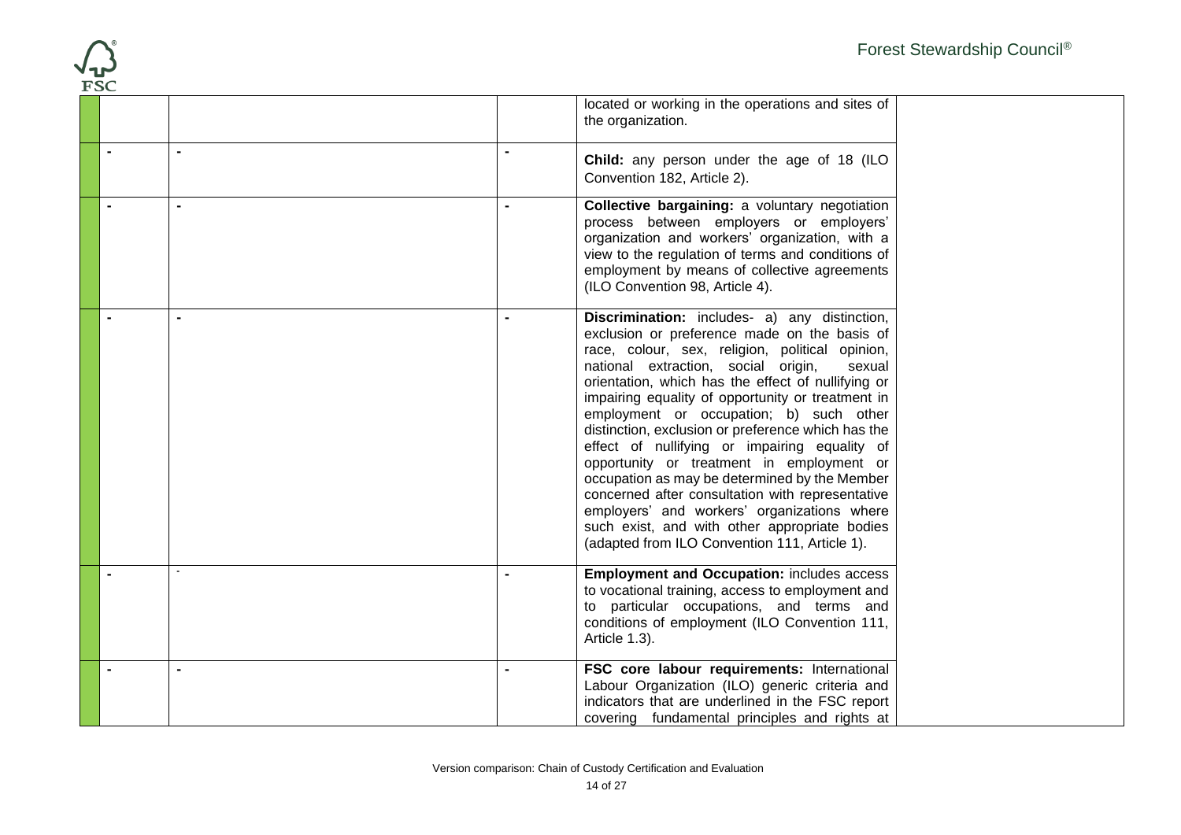| | | | | |
|---|---|---|---|---|
| | | | located or working in the operations and sites of the organization. | |
| - | - | - | **Child:** any person under the age of 18 (ILO Convention 182, Article 2). | |
| - | - | - | **Collective bargaining:** a voluntary negotiation process between employers or employers' organization and workers' organization, with a view to the regulation of terms and conditions of employment by means of collective agreements (ILO Convention 98, Article 4). | |
| - | - | - | **Discrimination:** includes- a) any distinction, exclusion or preference made on the basis of race, colour, sex, religion, political opinion, national extraction, social origin, sexual orientation, which has the effect of nullifying or impairing equality of opportunity or treatment in employment or occupation; b) such other distinction, exclusion or preference which has the effect of nullifying or impairing equality of opportunity or treatment in employment or occupation as may be determined by the Member concerned after consultation with representative employers' and workers' organizations where such exist, and with other appropriate bodies (adapted from ILO Convention 111, Article 1). | |
| - | - | - | **Employment and Occupation:** includes access to vocational training, access to employment and to particular occupations, and terms and conditions of employment (ILO Convention 111, Article 1.3). | |
| - | - | - | **FSC core labour requirements:** International Labour Organization (ILO) generic criteria and indicators that are underlined in the FSC report covering fundamental principles and rights at | |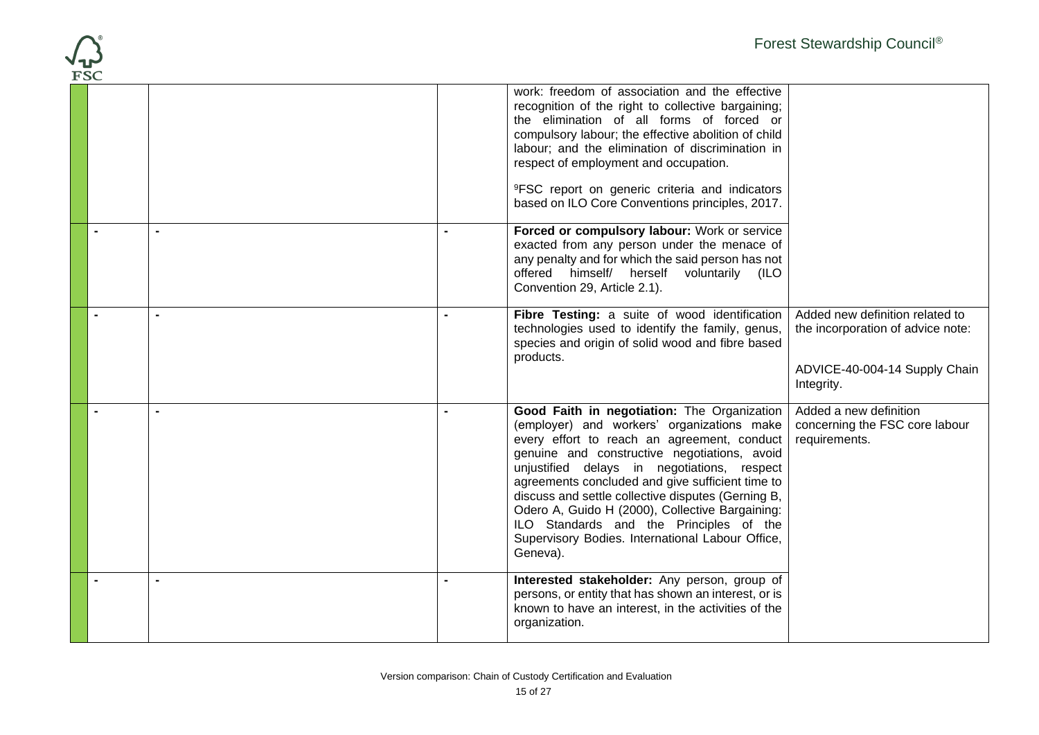| | | | | |
|---|---|---|---|---|
| | | | work: freedom of association and the effective recognition of the right to collective bargaining; the elimination of all forms of forced or compulsory labour; the effective abolition of child labour; and the elimination of discrimination in respect of employment and occupation.<br><br>[9]FSC report on generic criteria and indicators based on ILO Core Conventions principles, 2017. | |
| - | - | - | **Forced or compulsory labour:** Work or service exacted from any person under the menace of any penalty and for which the said person has not offered himself/ herself voluntarily (ILO Convention 29, Article 2.1). | |
| - | - | - | **Fibre Testing:** a suite of wood identification technologies used to identify the family, genus, species and origin of solid wood and fibre based products. | Added new definition related to the incorporation of advice note:<br><br>ADVICE-40-004-14 Supply Chain Integrity. |
| - | - | - | **Good Faith in negotiation:** The Organization (employer) and workers' organizations make every effort to reach an agreement, conduct genuine and constructive negotiations, avoid unjustified delays in negotiations, respect agreements concluded and give sufficient time to discuss and settle collective disputes (Gerning B, Odero A, Guido H (2000), Collective Bargaining: ILO Standards and the Principles of the Supervisory Bodies. International Labour Office, Geneva). | Added a new definition concerning the FSC core labour requirements. |
| - | - | - | **Interested stakeholder:** Any person, group of persons, or entity that has shown an interest, or is known to have an interest, in the activities of the organization. | |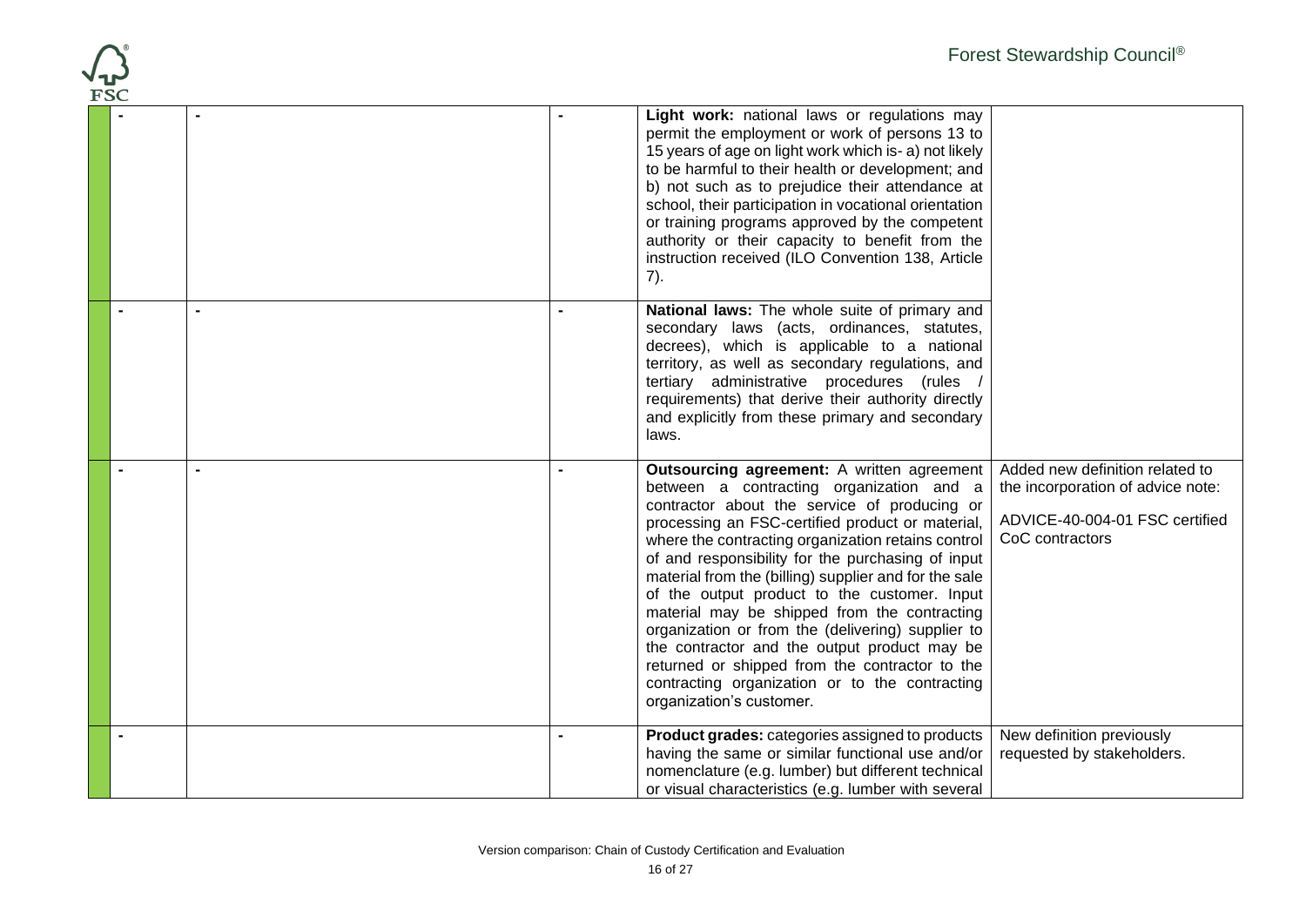| | | | | |
|---|---|---|---|---|
| | - | - | - | **Light work:** national laws or regulations may permit the employment or work of persons 13 to 15 years of age on light work which is- a) not likely to be harmful to their health or development; and b) not such as to prejudice their attendance at school, their participation in vocational orientation or training programs approved by the competent authority or their capacity to benefit from the instruction received (ILO Convention 138, Article 7). | |
| | - | - | - | **National laws:** The whole suite of primary and secondary laws (acts, ordinances, statutes, decrees), which is applicable to a national territory, as well as secondary regulations, and tertiary administrative procedures (rules / requirements) that derive their authority directly and explicitly from these primary and secondary laws. | |
| | - | - | - | **Outsourcing agreement:** A written agreement between a contracting organization and a contractor about the service of producing or processing an FSC-certified product or material, where the contracting organization retains control of and responsibility for the purchasing of input material from the (billing) supplier and for the sale of the output product to the customer. Input material may be shipped from the contracting organization or from the (delivering) supplier to the contractor and the output product may be returned or shipped from the contractor to the contracting organization or to the contracting organization's customer. | Added new definition related to the incorporation of advice note:<br><br>ADVICE-40-004-01 FSC certified CoC contractors |
| | - | | - | **Product grades:** categories assigned to products having the same or similar functional use and/or nomenclature (e.g. lumber) but different technical or visual characteristics (e.g. lumber with several | New definition previously requested by stakeholders. |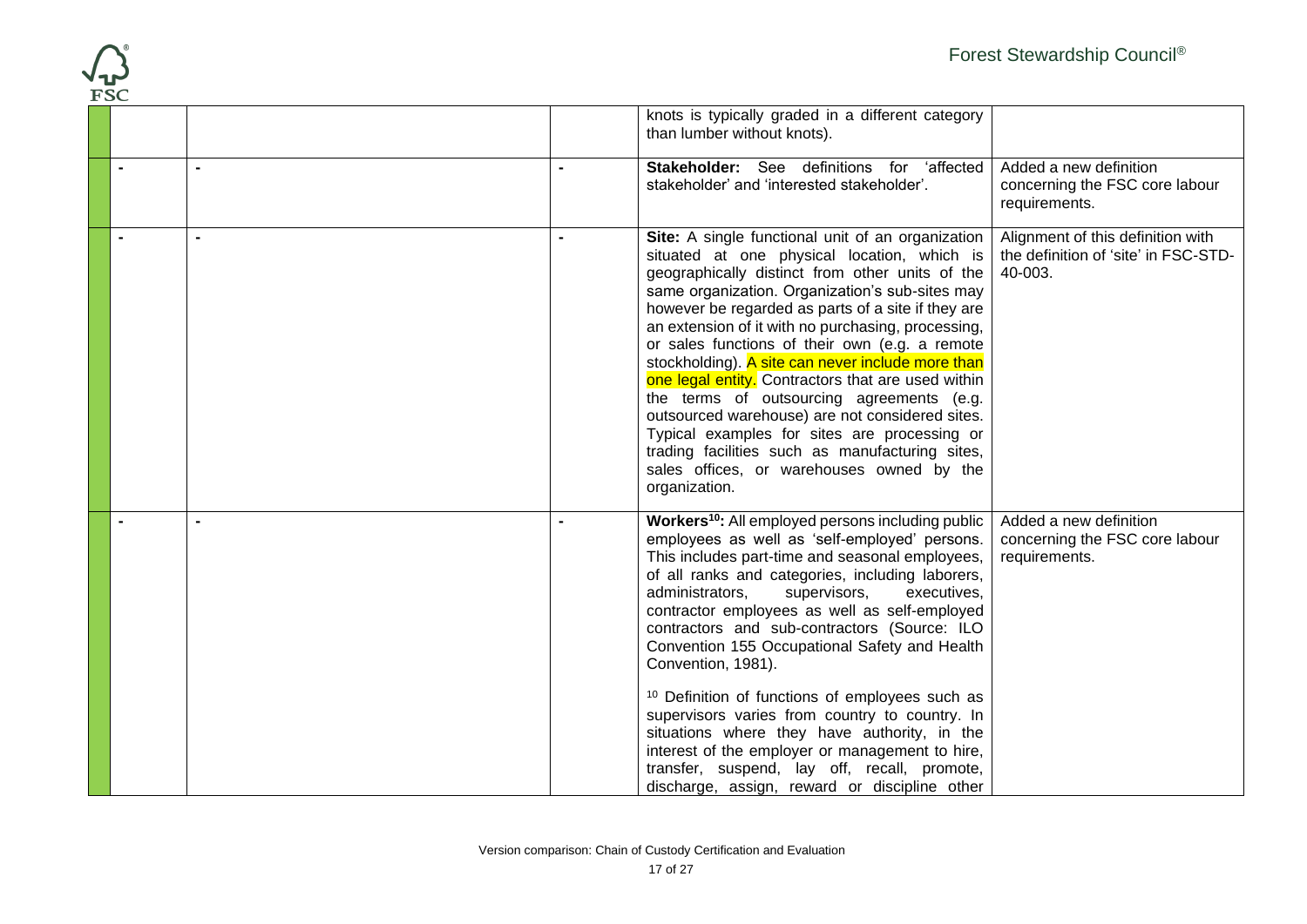|  |  |  |  | knots is typically graded in a different category than lumber without knots). |  |
|---|---|---|---|---|---|
|  | - | - | - | **Stakeholder:** See definitions for 'affected stakeholder' and 'interested stakeholder'. | Added a new definition concerning the FSC core labour requirements. |
|  | - | - | - | **Site:** A single functional unit of an organization situated at one physical location, which is geographically distinct from other units of the same organization. Organization's sub-sites may however be regarded as parts of a site if they are an extension of it with no purchasing, processing, or sales functions of their own (e.g. a remote stockholding). A site can never include more than one legal entity. Contractors that are used within the terms of outsourcing agreements (e.g. outsourced warehouse) are not considered sites. Typical examples for sites are processing or trading facilities such as manufacturing sites, sales offices, or warehouses owned by the organization. | Alignment of this definition with the definition of 'site' in FSC-STD-40-003. |
|  | - | - | - | **Workers[10]:** All employed persons including public employees as well as 'self-employed' persons. This includes part-time and seasonal employees, of all ranks and categories, including laborers, administrators, supervisors, executives, contractor employees as well as self-employed contractors and sub-contractors (Source: ILO Convention 155 Occupational Safety and Health Convention, 1981).<br><br>[10] Definition of functions of employees such as supervisors varies from country to country. In situations where they have authority, in the interest of the employer or management to hire, transfer, suspend, lay off, recall, promote, discharge, assign, reward or discipline other | Added a new definition concerning the FSC core labour requirements. |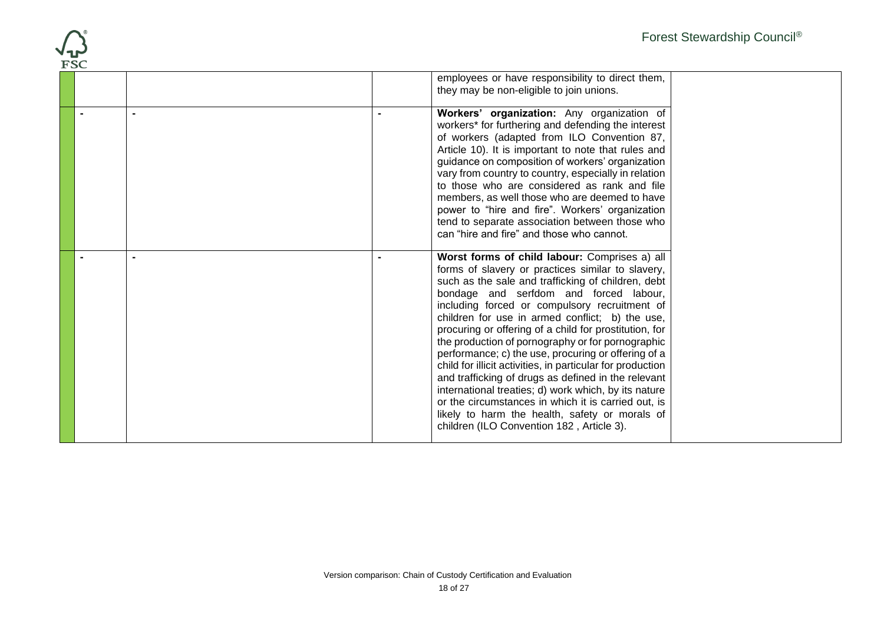| | | | | | |
|---|---|---|---|---|---|
| | | | | employees or have responsibility to direct them, they may be non-eligible to join unions. | |
| | - | - | - | **Workers' organization:** Any organization of workers* for furthering and defending the interest of workers (adapted from ILO Convention 87, Article 10). It is important to note that rules and guidance on composition of workers' organization vary from country to country, especially in relation to those who are considered as rank and file members, as well those who are deemed to have power to "hire and fire". Workers' organization tend to separate association between those who can "hire and fire" and those who cannot. | |
| | - | - | - | **Worst forms of child labour:** Comprises a) all forms of slavery or practices similar to slavery, such as the sale and trafficking of children, debt bondage and serfdom and forced labour, including forced or compulsory recruitment of children for use in armed conflict; b) the use, procuring or offering of a child for prostitution, for the production of pornography or for pornographic performance; c) the use, procuring or offering of a child for illicit activities, in particular for production and trafficking of drugs as defined in the relevant international treaties; d) work which, by its nature or the circumstances in which it is carried out, is likely to harm the health, safety or morals of children (ILO Convention 182 , Article 3). | |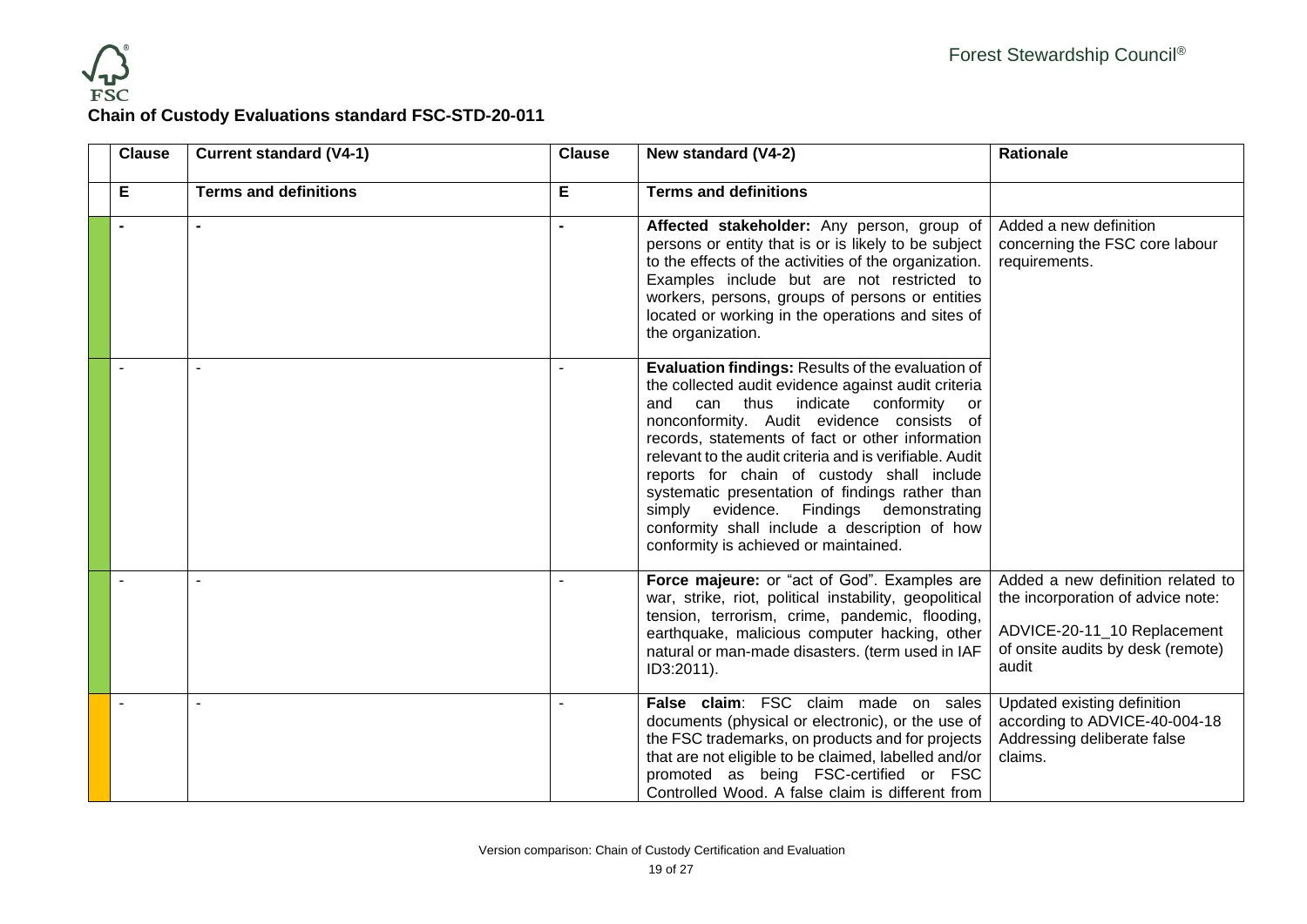**Chain of Custody Evaluations standard FSC-STD-20-011**

| | Clause | Current standard (V4-1) | Clause | New standard (V4-2) | Rationale |
|---|---|---|---|---|---|
| | **E** | **Terms and definitions** | **E** | **Terms and definitions** | |
| | **-** | **-** | **-** | **Affected stakeholder:** Any person, group of persons or entity that is or is likely to be subject to the effects of the activities of the organization. Examples include but are not restricted to workers, persons, groups of persons or entities located or working in the operations and sites of the organization. | Added a new definition concerning the FSC core labour requirements. |
| | - | - | - | **Evaluation findings:** Results of the evaluation of the collected audit evidence against audit criteria and can thus indicate conformity or nonconformity. Audit evidence consists of records, statements of fact or other information relevant to the audit criteria and is verifiable. Audit reports for chain of custody shall include systematic presentation of findings rather than simply evidence. Findings demonstrating conformity shall include a description of how conformity is achieved or maintained. | |
| | - | - | - | **Force majeure:** or "act of God". Examples are war, strike, riot, political instability, geopolitical tension, terrorism, crime, pandemic, flooding, earthquake, malicious computer hacking, other natural or man-made disasters. (term used in IAF ID3:2011). | Added a new definition related to the incorporation of advice note:<br><br>ADVICE-20-11_10 Replacement of onsite audits by desk (remote) audit |
| | - | - | - | **False claim**: FSC claim made on sales documents (physical or electronic), or the use of the FSC trademarks, on products and for projects that are not eligible to be claimed, labelled and/or promoted as being FSC-certified or FSC Controlled Wood. A false claim is different from | Updated existing definition according to ADVICE-40-004-18 Addressing deliberate false claims. |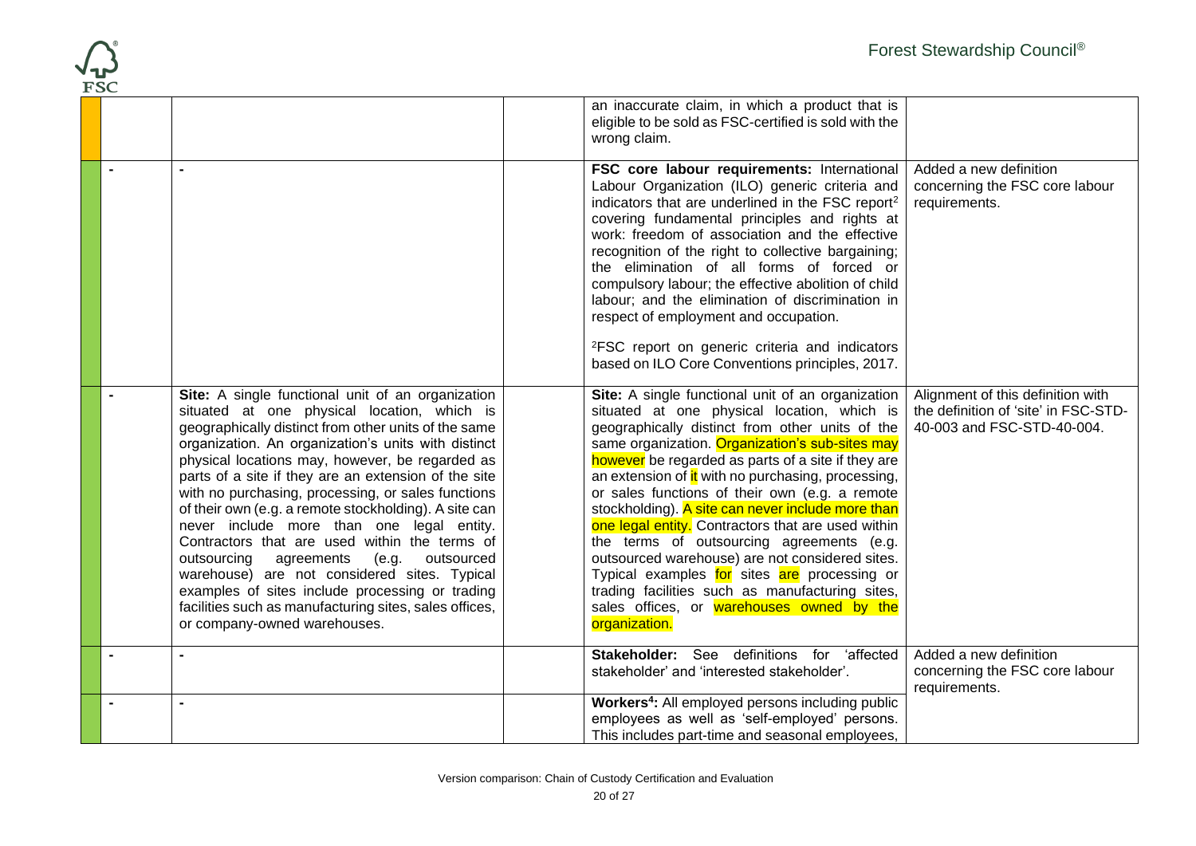| | | | | | |
|---|---|---|---|---|---|
| | | | | an inaccurate claim, in which a product that is eligible to be sold as FSC-certified is sold with the wrong claim. | |
| | - | - | | **FSC core labour requirements:** International Labour Organization (ILO) generic criteria and indicators that are underlined in the FSC report[2] covering fundamental principles and rights at work: freedom of association and the effective recognition of the right to collective bargaining; the elimination of all forms of forced or compulsory labour; the effective abolition of child labour; and the elimination of discrimination in respect of employment and occupation.<br><br>[2]FSC report on generic criteria and indicators based on ILO Core Conventions principles, 2017. | Added a new definition concerning the FSC core labour requirements. |
| | - | **Site:** A single functional unit of an organization situated at one physical location, which is geographically distinct from other units of the same organization. An organization's units with distinct physical locations may, however, be regarded as parts of a site if they are an extension of the site with no purchasing, processing, or sales functions of their own (e.g. a remote stockholding). A site can never include more than one legal entity. Contractors that are used within the terms of outsourcing agreements (e.g. outsourced warehouse) are not considered sites. Typical examples of sites include processing or trading facilities such as manufacturing sites, sales offices, or company-owned warehouses. | | **Site:** A single functional unit of an organization situated at one physical location, which is geographically distinct from other units of the same organization. Organization's sub-sites may however be regarded as parts of a site if they are an extension of it with no purchasing, processing, or sales functions of their own (e.g. a remote stockholding). A site can never include more than one legal entity. Contractors that are used within the terms of outsourcing agreements (e.g. outsourced warehouse) are not considered sites. Typical examples for sites are processing or trading facilities such as manufacturing sites, sales offices, or warehouses owned by the organization. | Alignment of this definition with the definition of 'site' in FSC-STD-40-003 and FSC-STD-40-004. |
| | - | - | | **Stakeholder:** See definitions for 'affected stakeholder' and 'interested stakeholder'. | Added a new definition concerning the FSC core labour requirements. |
| | - | - | | **Workers[4]:** All employed persons including public employees as well as 'self-employed' persons. This includes part-time and seasonal employees, | |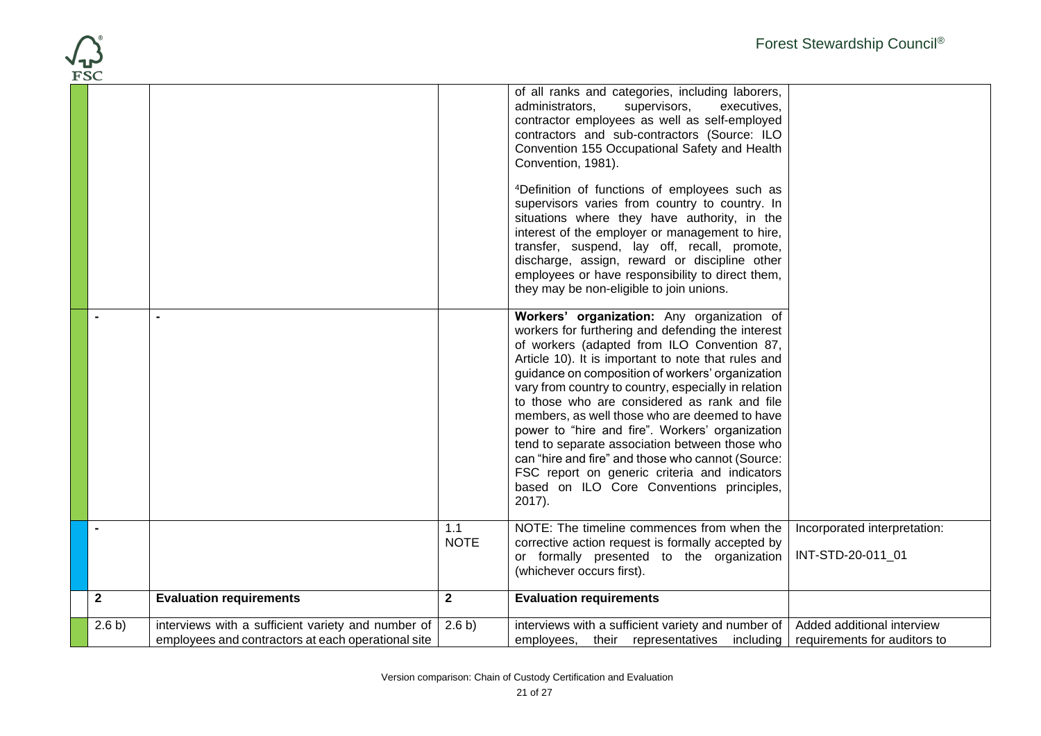| | | | | |
|---|---|---|---|---|
| | | | of all ranks and categories, including laborers, administrators, supervisors, executives, contractor employees as well as self-employed contractors and sub-contractors (Source: ILO Convention 155 Occupational Safety and Health Convention, 1981).<br><br>[4]Definition of functions of employees such as supervisors varies from country to country. In situations where they have authority, in the interest of the employer or management to hire, transfer, suspend, lay off, recall, promote, discharge, assign, reward or discipline other employees or have responsibility to direct them, they may be non-eligible to join unions. | |
| - | - | | **Workers' organization:** Any organization of workers for furthering and defending the interest of workers (adapted from ILO Convention 87, Article 10). It is important to note that rules and guidance on composition of workers' organization vary from country to country, especially in relation to those who are considered as rank and file members, as well those who are deemed to have power to "hire and fire". Workers' organization tend to separate association between those who can "hire and fire" and those who cannot (Source: FSC report on generic criteria and indicators based on ILO Core Conventions principles, 2017). | |
| - | | 1.1 NOTE | NOTE: The timeline commences from when the corrective action request is formally accepted by or formally presented to the organization (whichever occurs first). | Incorporated interpretation:<br><br>INT-STD-20-011_01 |
| **2** | **Evaluation requirements** | **2** | **Evaluation requirements** | |
| 2.6 b) | interviews with a sufficient variety and number of employees and contractors at each operational site | 2.6 b) | interviews with a sufficient variety and number of employees, their representatives including | Added additional interview requirements for auditors to |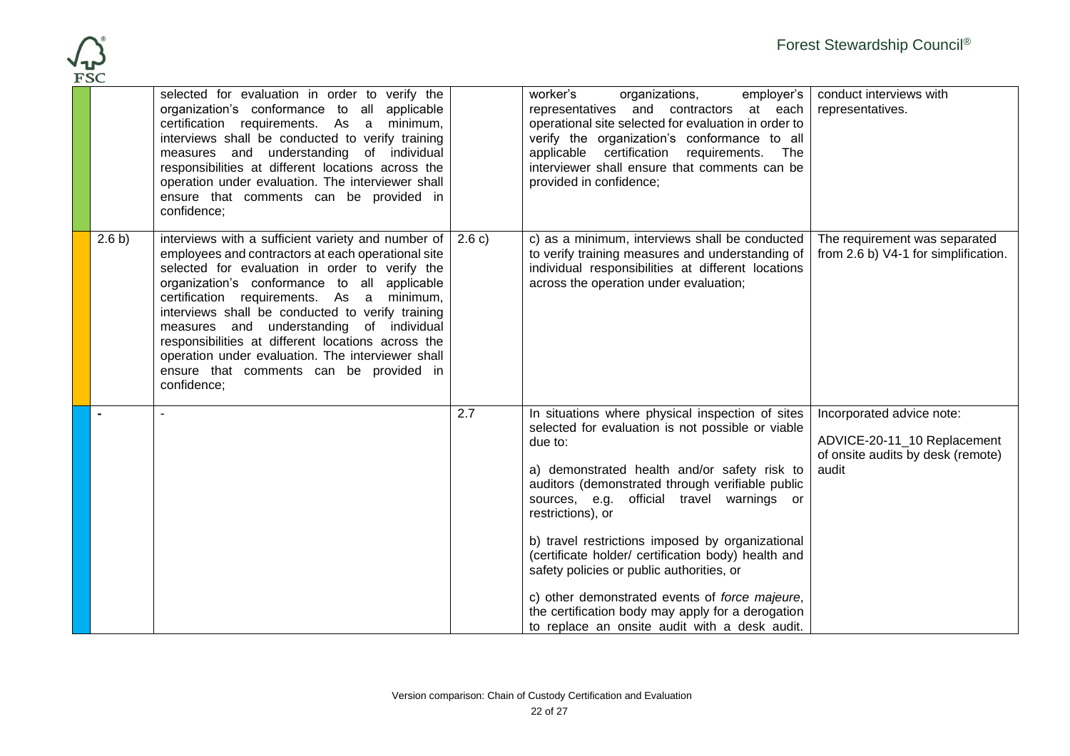| | | | | | |
|---|---|---|---|---|---|
| | | selected for evaluation in order to verify the organization's conformance to all applicable certification requirements. As a minimum, interviews shall be conducted to verify training measures and understanding of individual responsibilities at different locations across the operation under evaluation. The interviewer shall ensure that comments can be provided in confidence; | | worker's organizations, employer's representatives and contractors at each operational site selected for evaluation in order to verify the organization's conformance to all applicable certification requirements. The interviewer shall ensure that comments can be provided in confidence; | conduct interviews with representatives. |
| | 2.6 b) | interviews with a sufficient variety and number of employees and contractors at each operational site selected for evaluation in order to verify the organization's conformance to all applicable certification requirements. As a minimum, interviews shall be conducted to verify training measures and understanding of individual responsibilities at different locations across the operation under evaluation. The interviewer shall ensure that comments can be provided in confidence; | 2.6 c) | c) as a minimum, interviews shall be conducted to verify training measures and understanding of individual responsibilities at different locations across the operation under evaluation; | The requirement was separated from 2.6 b) V4-1 for simplification. |
| | - | - | 2.7 | In situations where physical inspection of sites selected for evaluation is not possible or viable due to:<br><br>a) demonstrated health and/or safety risk to auditors (demonstrated through verifiable public sources, e.g. official travel warnings or restrictions), or<br><br>b) travel restrictions imposed by organizational (certificate holder/ certification body) health and safety policies or public authorities, or<br><br>c) other demonstrated events of *force majeure*, the certification body may apply for a derogation to replace an onsite audit with a desk audit. | Incorporated advice note:<br><br>ADVICE-20-11_10 Replacement of onsite audits by desk (remote) audit |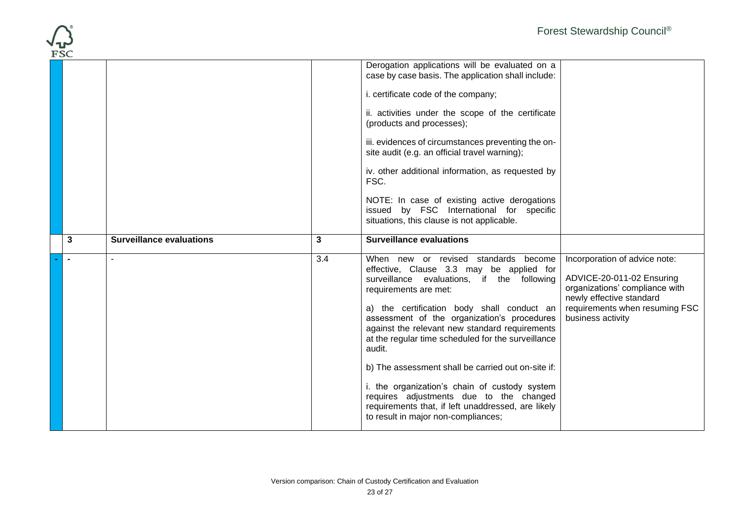| | | | | | |
|---|---|---|---|---|---|
| | | | | Derogation applications will be evaluated on a case by case basis. The application shall include:<br><br>i. certificate code of the company;<br><br>ii. activities under the scope of the certificate (products and processes);<br><br>iii. evidences of circumstances preventing the on-site audit (e.g. an official travel warning);<br><br>iv. other additional information, as requested by FSC.<br><br>NOTE: In case of existing active derogations issued by FSC International for specific situations, this clause is not applicable. | |
| | 3 | **Surveillance evaluations** | 3 | **Surveillance evaluations** | |
| - | - | - | 3.4 | When new or revised standards become effective, Clause 3.3 may be applied for surveillance evaluations, if the following requirements are met:<br><br>a) the certification body shall conduct an assessment of the organization's procedures against the relevant new standard requirements at the regular time scheduled for the surveillance audit.<br><br>b) The assessment shall be carried out on-site if:<br><br>i. the organization's chain of custody system requires adjustments due to the changed requirements that, if left unaddressed, are likely to result in major non-compliances; | Incorporation of advice note:<br><br>ADVICE-20-011-02 Ensuring organizations' compliance with newly effective standard requirements when resuming FSC business activity |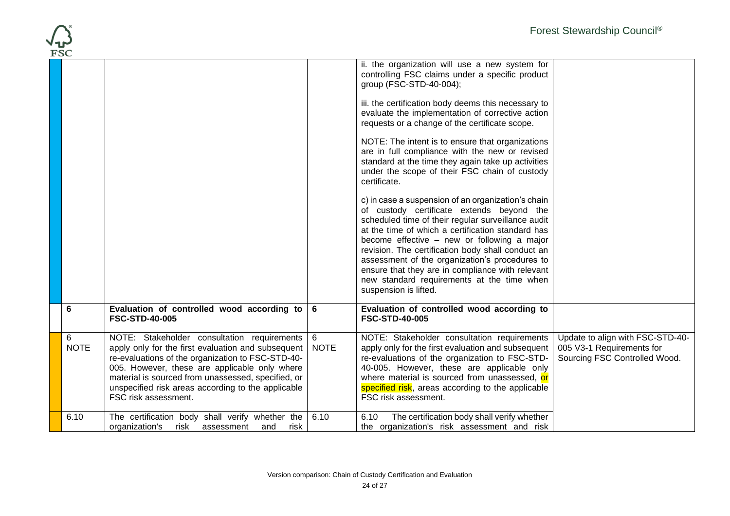| | | | | |
|---|---|---|---|---|
| | | | ii. the organization will use a new system for controlling FSC claims under a specific product group (FSC-STD-40-004);<br><br>iii. the certification body deems this necessary to evaluate the implementation of corrective action requests or a change of the certificate scope.<br><br>NOTE: The intent is to ensure that organizations are in full compliance with the new or revised standard at the time they again take up activities under the scope of their FSC chain of custody certificate.<br><br>c) in case a suspension of an organization's chain of custody certificate extends beyond the scheduled time of their regular surveillance audit at the time of which a certification standard has become effective – new or following a major revision. The certification body shall conduct an assessment of the organization's procedures to ensure that they are in compliance with relevant new standard requirements at the time when suspension is lifted. | |
| **6** | **Evaluation of controlled wood according to FSC-STD-40-005** | **6** | **Evaluation of controlled wood according to FSC-STD-40-005** | |
| 6 NOTE | NOTE: Stakeholder consultation requirements apply only for the first evaluation and subsequent re-evaluations of the organization to FSC-STD-40-005. However, these are applicable only where material is sourced from unassessed, specified, or unspecified risk areas according to the applicable FSC risk assessment. | 6 NOTE | NOTE: Stakeholder consultation requirements apply only for the first evaluation and subsequent re-evaluations of the organization to FSC-STD-40-005. However, these are applicable only where material is sourced from unassessed, or specified risk, areas according to the applicable FSC risk assessment. | Update to align with FSC-STD-40-005 V3-1 Requirements for Sourcing FSC Controlled Wood. |
| 6.10 | The certification body shall verify whether the organization's risk assessment and risk | 6.10 | 6.10 The certification body shall verify whether the organization's risk assessment and risk | |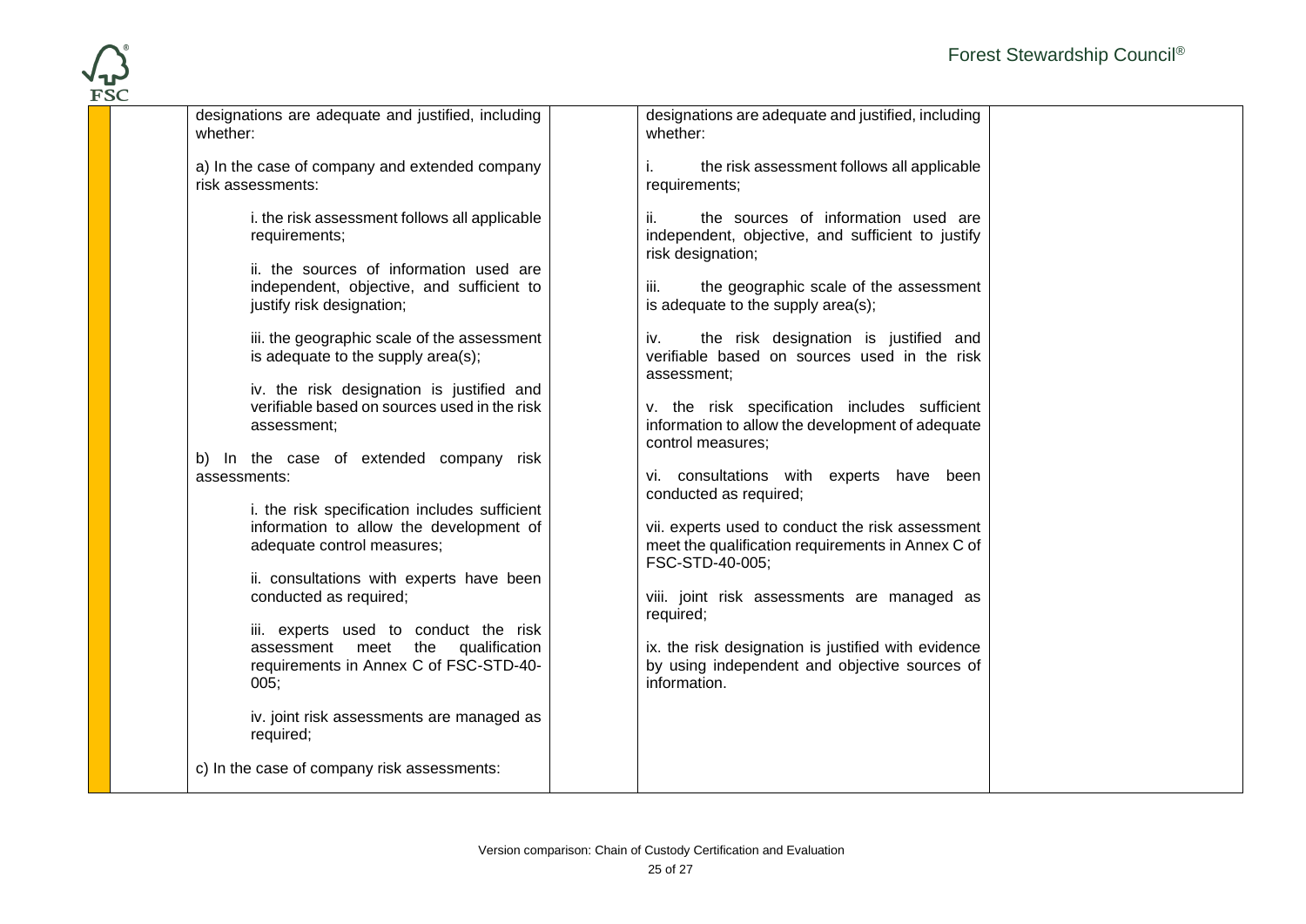| | | | | | |
|---|---|---|---|---|---|
| | | designations are adequate and justified, including whether:<br><br>a) In the case of company and extended company risk assessments:<br><br>i. the risk assessment follows all applicable requirements;<br><br>ii. the sources of information used are independent, objective, and sufficient to justify risk designation;<br><br>iii. the geographic scale of the assessment is adequate to the supply area(s);<br><br>iv. the risk designation is justified and verifiable based on sources used in the risk assessment;<br><br>b) In the case of extended company risk assessments:<br><br>i. the risk specification includes sufficient information to allow the development of adequate control measures;<br><br>ii. consultations with experts have been conducted as required;<br><br>iii. experts used to conduct the risk assessment meet the qualification requirements in Annex C of FSC-STD-40-005;<br><br>iv. joint risk assessments are managed as required;<br><br>c) In the case of company risk assessments: | | designations are adequate and justified, including whether:<br><br>i. the risk assessment follows all applicable requirements;<br><br>ii. the sources of information used are independent, objective, and sufficient to justify risk designation;<br><br>iii. the geographic scale of the assessment is adequate to the supply area(s);<br><br>iv. the risk designation is justified and verifiable based on sources used in the risk assessment;<br><br>v. the risk specification includes sufficient information to allow the development of adequate control measures;<br><br>vi. consultations with experts have been conducted as required;<br><br>vii. experts used to conduct the risk assessment meet the qualification requirements in Annex C of FSC-STD-40-005;<br><br>viii. joint risk assessments are managed as required;<br><br>ix. the risk designation is justified with evidence by using independent and objective sources of information. | |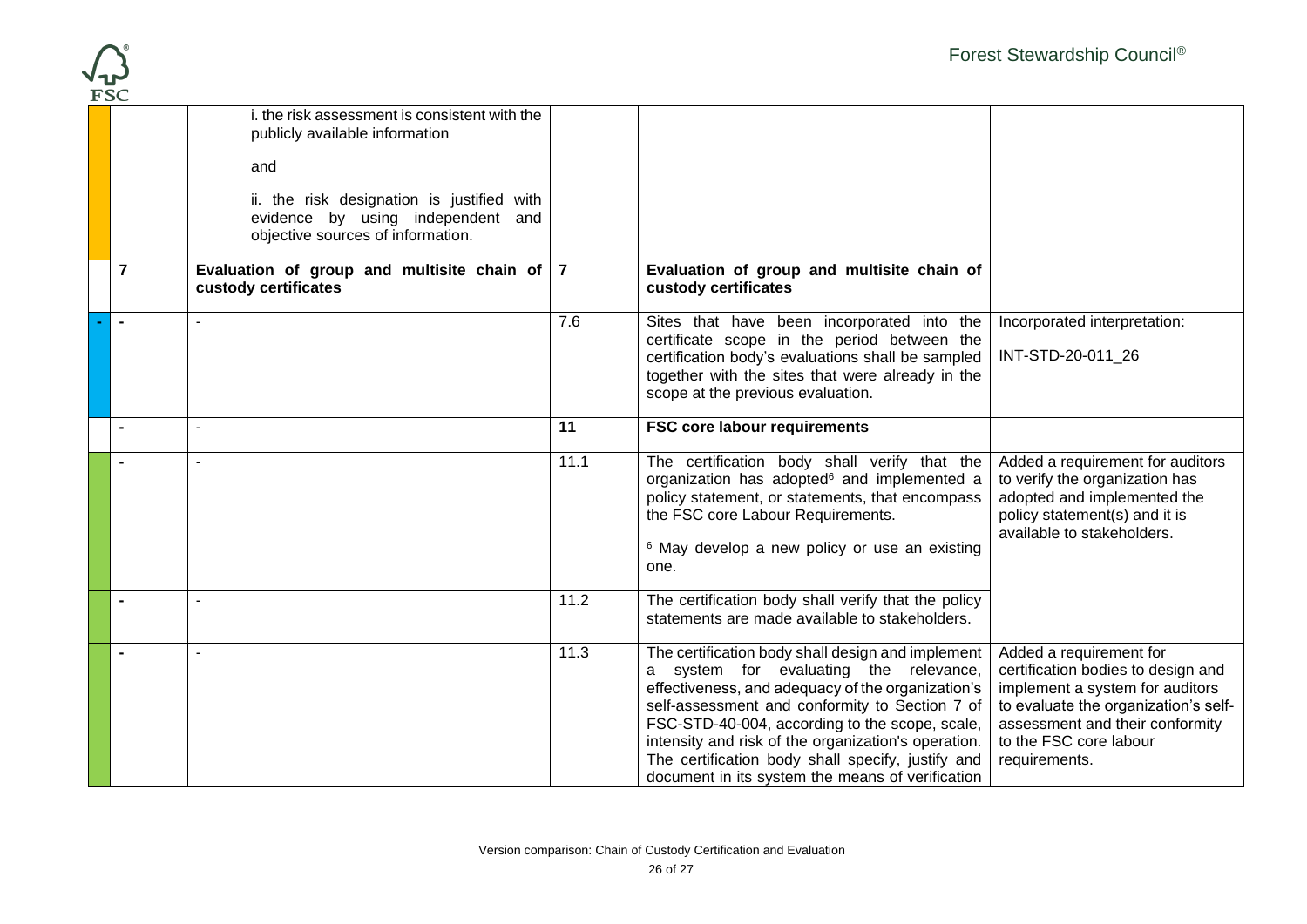| | | | | | |
|---|---|---|---|---|---|
| | | i. the risk assessment is consistent with the publicly available information<br><br>and<br><br>ii. the risk designation is justified with evidence by using independent and objective sources of information. | | | |
| | **7** | **Evaluation of group and multisite chain of custody certificates** | **7** | **Evaluation of group and multisite chain of custody certificates** | |
| - | - | - | 7.6 | Sites that have been incorporated into the certificate scope in the period between the certification body's evaluations shall be sampled together with the sites that were already in the scope at the previous evaluation. | Incorporated interpretation:<br><br>INT-STD-20-011_26 |
| | - | - | **11** | **FSC core labour requirements** | |
| | - | - | 11.1 | The certification body shall verify that the organization has adopted[6] and implemented a policy statement, or statements, that encompass the FSC core Labour Requirements.<br><br>[6] May develop a new policy or use an existing one. | Added a requirement for auditors to verify the organization has adopted and implemented the policy statement(s) and it is available to stakeholders. |
| | - | - | 11.2 | The certification body shall verify that the policy statements are made available to stakeholders. | |
| | - | - | 11.3 | The certification body shall design and implement a system for evaluating the relevance, effectiveness, and adequacy of the organization's self-assessment and conformity to Section 7 of FSC-STD-40-004, according to the scope, scale, intensity and risk of the organization's operation. The certification body shall specify, justify and document in its system the means of verification | Added a requirement for certification bodies to design and implement a system for auditors to evaluate the organization's self-assessment and their conformity to the FSC core labour requirements. |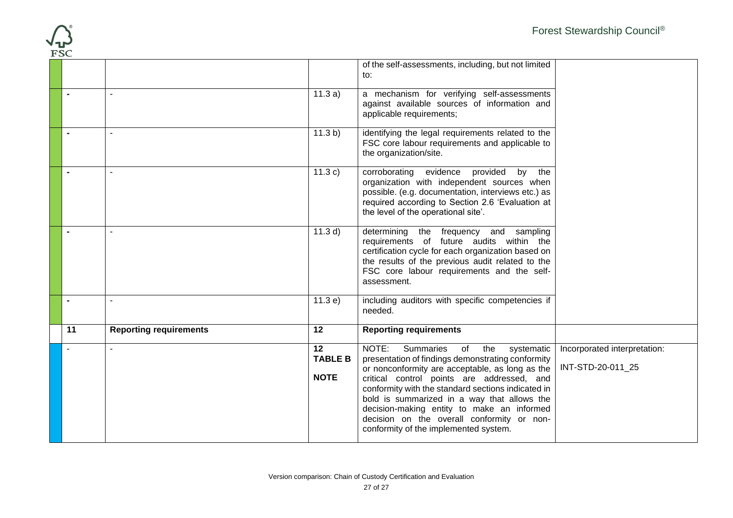| | | | | |
|---|---|---|---|---|
| | | | of the self-assessments, including, but not limited to: | |
| - | - | 11.3 a) | a mechanism for verifying self-assessments against available sources of information and applicable requirements; | |
| - | - | 11.3 b) | identifying the legal requirements related to the FSC core labour requirements and applicable to the organization/site. | |
| - | - | 11.3 c) | corroborating evidence provided by the organization with independent sources when possible. (e.g. documentation, interviews etc.) as required according to Section 2.6 'Evaluation at the level of the operational site'. | |
| - | - | 11.3 d) | determining the frequency and sampling requirements of future audits within the certification cycle for each organization based on the results of the previous audit related to the FSC core labour requirements and the self-assessment. | |
| - | - | 11.3 e) | including auditors with specific competencies if needed. | |
| **11** | **Reporting requirements** | **12** | **Reporting requirements** | |
| - | - | **12 TABLE B NOTE** | NOTE: Summaries of the systematic presentation of findings demonstrating conformity or nonconformity are acceptable, as long as the critical control points are addressed, and conformity with the standard sections indicated in bold is summarized in a way that allows the decision-making entity to make an informed decision on the overall conformity or non-conformity of the implemented system. | Incorporated interpretation: INT-STD-20-011_25 |